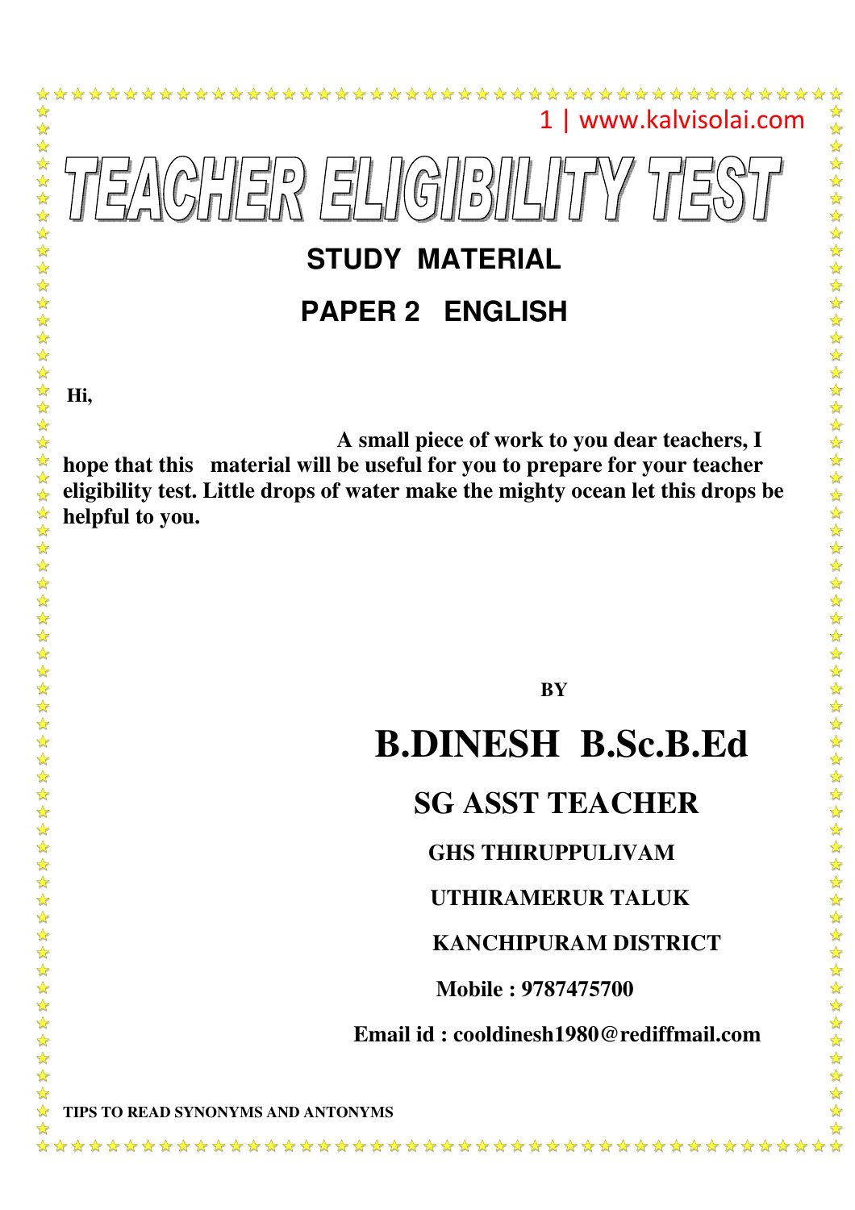# TEACHER ELIGIBILITY TEST

## STUDY MATERIAL

## PAPER 2 ENGLISH

**Hi,**

**A small piece of work to you dear teachers, I hope that this material will be useful for you to prepare for your teacher eligibility test. Little drops of water make the mighty ocean let this drops be helpful to you.**

**BY**

# B.DINESH B.Sc.B.Ed

## SG ASST TEACHER

**GHS THIRUPPULIVAM**

**UTHIRAMERUR TALUK**

**KANCHIPURAM DISTRICT**

**Mobile : 9787475700**

**Email id : cooldinesh1980@rediffmail.com**

**TIPS TO READ SYNONYMS AND ANTONYMS**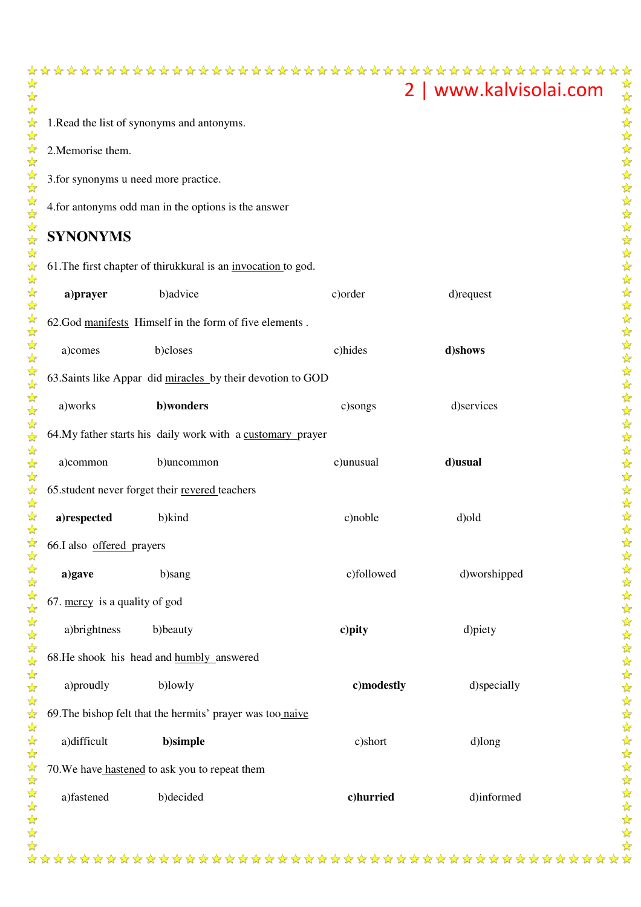1.Read the list of synonyms and antonyms.

2.Memorise them.

3.for synonyms u need more practice.

4.for antonyms odd man in the options is the answer

## SYNONYMS

61.The first chapter of thirukkural is an <u>invocation</u> to god.

**a)prayer** b)advice c)order d)request

62.God <u>manifests</u> Himself in the form of five elements .

a)comes b)closes c)hides **d)shows**

63.Saints like Appar did <u>miracles</u> by their devotion to GOD

a)works **b)wonders** c)songs d)services

64.My father starts his daily work with a <u>customary</u> prayer

a)common b)uncommon c)unusual **d)usual**

65.student never forget their <u>revered</u> teachers

**a)respected** b)kind c)noble d)old

66.I also <u>offered</u> prayers

**a)gave** b)sang c)followed d)worshipped

67. <u>mercy</u> is a quality of god

a)brightness b)beauty **c)pity** d)piety

68.He shook his head and <u>humbly</u> answered

a)proudly b)lowly **c)modestly** d)specially

69.The bishop felt that the hermits' prayer was too <u>naive</u>

a)difficult **b)simple** c)short d)long

70.We have <u>hastened</u> to ask you to repeat them

a)fastened b)decided **c)hurried** d)informed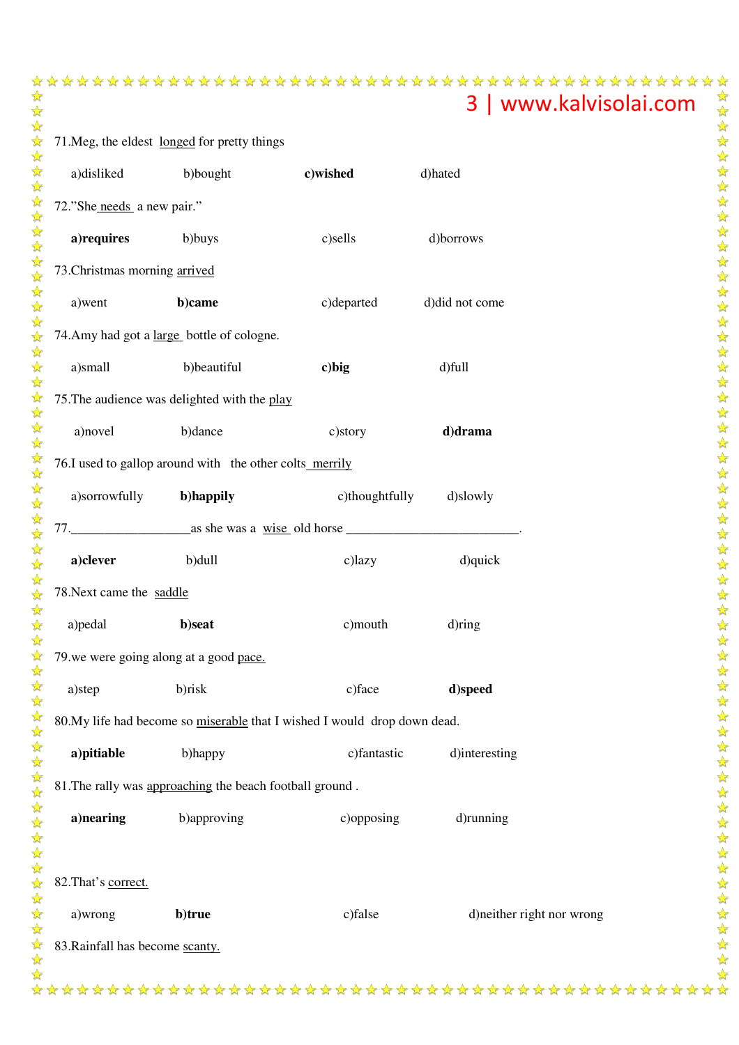71.Meg, the eldest longed for pretty things

a)disliked b)bought **c)wished** d)hated

72."She needs a new pair."

**a)requires** b)buys c)sells d)borrows

73.Christmas morning arrived

a)went **b)came** c)departed d)did not come

74.Amy had got a large bottle of cologne.

a)small b)beautiful **c)big** d)full

75.The audience was delighted with the play

a)novel b)dance c)story **d)drama**

76.I used to gallop around with the other colts merrily

a)sorrowfully **b)happily** c)thoughtfully d)slowly

77.__________________as she was a wise old horse __________________________.

**a)clever** b)dull c)lazy d)quick

78.Next came the saddle

a)pedal **b)seat** c)mouth d)ring

79.we were going along at a good pace.

a)step b)risk c)face **d)speed**

80.My life had become so miserable that I wished I would drop down dead.

**a)pitiable** b)happy c)fantastic d)interesting

81.The rally was approaching the beach football ground .

**a)nearing** b)approving c)opposing d)running

82.That's correct.

a)wrong **b)true** c)false d)neither right nor wrong

83.Rainfall has become scanty.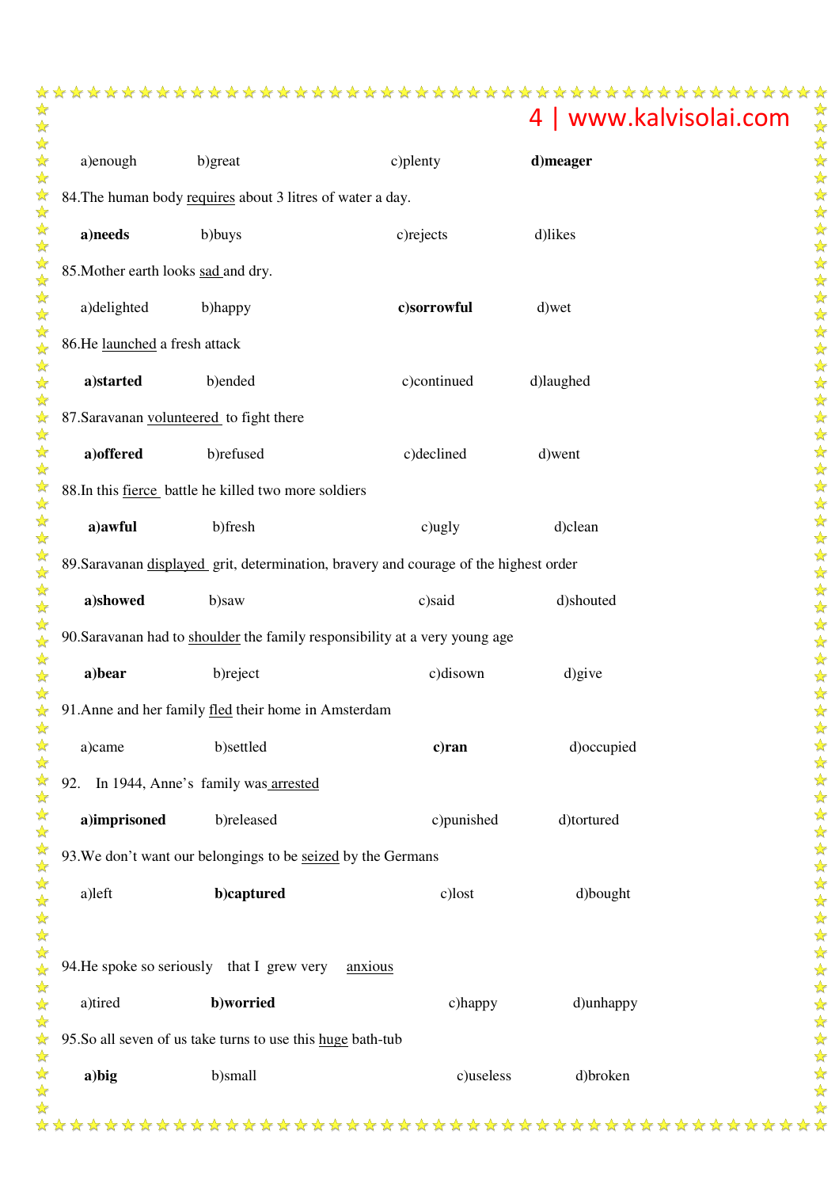a)enough b)great c)plenty **d)meager**

84.The human body <u>requires</u> about 3 litres of water a day.

**a)needs** b)buys c)rejects d)likes

85.Mother earth looks <u>sad</u> and dry.

a)delighted b)happy **c)sorrowful** d)wet

86.He <u>launched</u> a fresh attack

**a)started** b)ended c)continued d)laughed

87.Saravanan <u>volunteered</u> to fight there

**a)offered** b)refused c)declined d)went

88.In this <u>fierce</u> battle he killed two more soldiers

**a)awful** b)fresh c)ugly d)clean

89.Saravanan <u>displayed</u> grit, determination, bravery and courage of the highest order

**a)showed** b)saw c)said d)shouted

90.Saravanan had to <u>shoulder</u> the family responsibility at a very young age

**a)bear** b)reject c)disown d)give

91.Anne and her family <u>fled</u> their home in Amsterdam

a)came b)settled **c)ran** d)occupied

92. In 1944, Anne's family was <u>arrested</u>

**a)imprisoned** b)released c)punished d)tortured

93.We don't want our belongings to be <u>seized</u> by the Germans

a)left **b)captured** c)lost d)bought

94.He spoke so seriously that I grew very <u>anxious</u>

a)tired **b)worried** c)happy d)unhappy

95.So all seven of us take turns to use this <u>huge</u> bath-tub

**a)big** b)small c)useless d)broken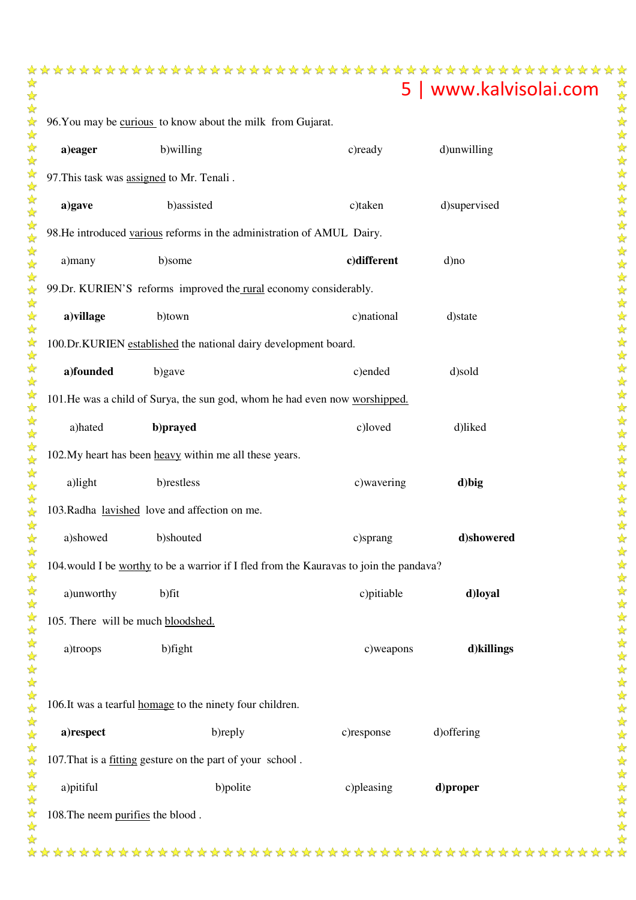96.You may be <u>curious</u> to know about the milk from Gujarat.

**a)eager** b)willing c)ready d)unwilling

97.This task was <u>assigned</u> to Mr. Tenali .

**a)gave** b)assisted c)taken d)supervised

98.He introduced <u>various</u> reforms in the administration of AMUL Dairy.

a)many b)some **c)different** d)no

99.Dr. KURIEN'S reforms improved the <u>rural</u> economy considerably.

**a)village** b)town c)national d)state

100.Dr.KURIEN <u>established</u> the national dairy development board.

**a)founded** b)gave c)ended d)sold

101.He was a child of Surya, the sun god, whom he had even now <u>worshipped.</u>

a)hated **b)prayed** c)loved d)liked

102.My heart has been <u>heavy</u> within me all these years.

a)light b)restless c)wavering **d)big**

103.Radha <u>lavished</u> love and affection on me.

a)showed b)shouted c)sprang **d)showered**

104.would I be <u>worthy</u> to be a warrior if I fled from the Kauravas to join the pandava?

a)unworthy b)fit c)pitiable **d)loyal**

105. There will be much <u>bloodshed.</u>

a)troops b)fight c)weapons **d)killings**

106.It was a tearful <u>homage</u> to the ninety four children.

**a)respect** b)reply c)response d)offering

107.That is a <u>fitting</u> gesture on the part of your school .

a)pitiful b)polite c)pleasing **d)proper**

108.The neem <u>purifies</u> the blood .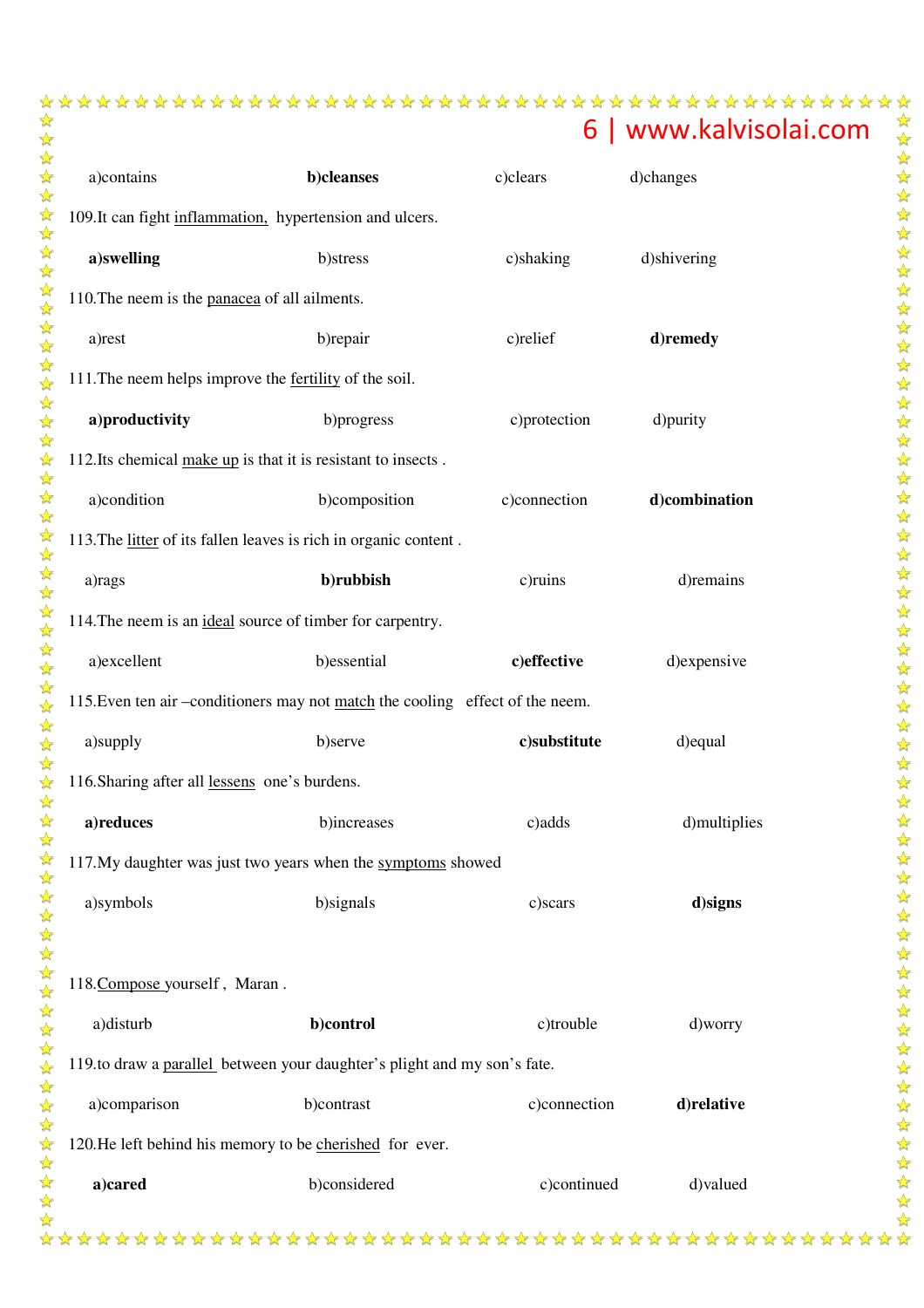a)contains **b)cleanses** c)clears d)changes

109.It can fight inflammation, hypertension and ulcers.

**a)swelling** b)stress c)shaking d)shivering

110.The neem is the panacea of all ailments.

a)rest b)repair c)relief **d)remedy**

111.The neem helps improve the fertility of the soil.

**a)productivity** b)progress c)protection d)purity

112.Its chemical make up is that it is resistant to insects .

a)condition b)composition c)connection **d)combination**

113.The litter of its fallen leaves is rich in organic content .

a)rags **b)rubbish** c)ruins d)remains

114.The neem is an ideal source of timber for carpentry.

a)excellent b)essential **c)effective** d)expensive

115.Even ten air –conditioners may not match the cooling effect of the neem.

a)supply b)serve **c)substitute** d)equal

116.Sharing after all lessens one's burdens.

**a)reduces** b)increases c)adds d)multiplies

117.My daughter was just two years when the symptoms showed

a)symbols b)signals c)scars **d)signs**

118.Compose yourself , Maran .

a)disturb **b)control** c)trouble d)worry

119.to draw a parallel between your daughter's plight and my son's fate.

a)comparison b)contrast c)connection **d)relative**

120.He left behind his memory to be cherished for ever.

**a)cared** b)considered c)continued d)valued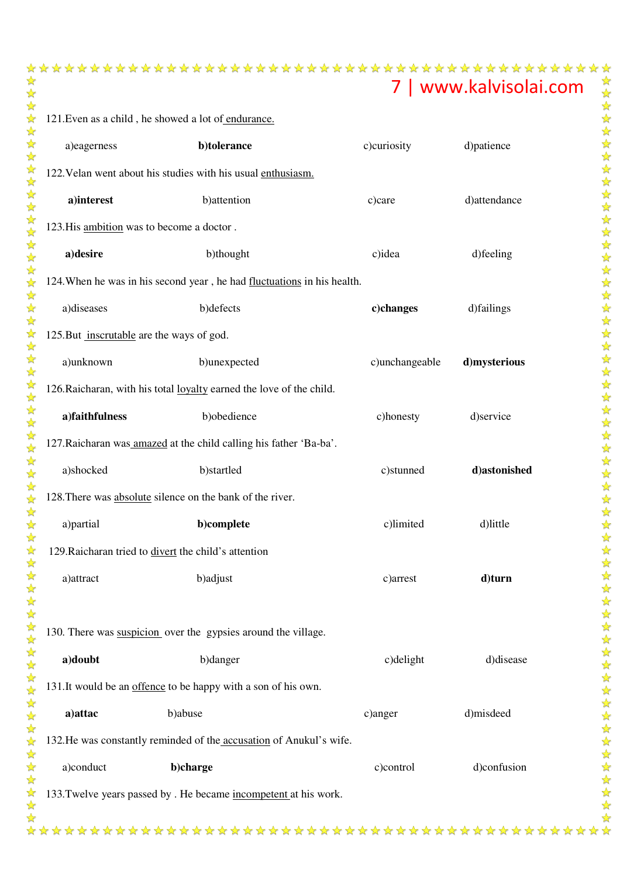121.Even as a child , he showed a lot of endurance.

a)eagerness **b)tolerance** c)curiosity d)patience

122.Velan went about his studies with his usual enthusiasm.

**a)interest** b)attention c)care d)attendance

123.His ambition was to become a doctor .

**a)desire** b)thought c)idea d)feeling

124.When he was in his second year , he had fluctuations in his health.

a)diseases b)defects **c)changes** d)failings

125.But inscrutable are the ways of god.

a)unknown b)unexpected c)unchangeable **d)mysterious**

126.Raicharan, with his total loyalty earned the love of the child.

**a)faithfulness** b)obedience c)honesty d)service

127.Raicharan was amazed at the child calling his father 'Ba-ba'.

a)shocked b)startled c)stunned **d)astonished**

128.There was absolute silence on the bank of the river.

a)partial **b)complete** c)limited d)little

129.Raicharan tried to divert the child's attention

a)attract b)adjust c)arrest **d)turn**

130. There was suspicion over the gypsies around the village.

**a)doubt** b)danger c)delight d)disease

131.It would be an offence to be happy with a son of his own.

**a)attac** b)abuse c)anger d)misdeed

132.He was constantly reminded of the accusation of Anukul's wife.

a)conduct **b)charge** c)control d)confusion

133.Twelve years passed by . He became incompetent at his work.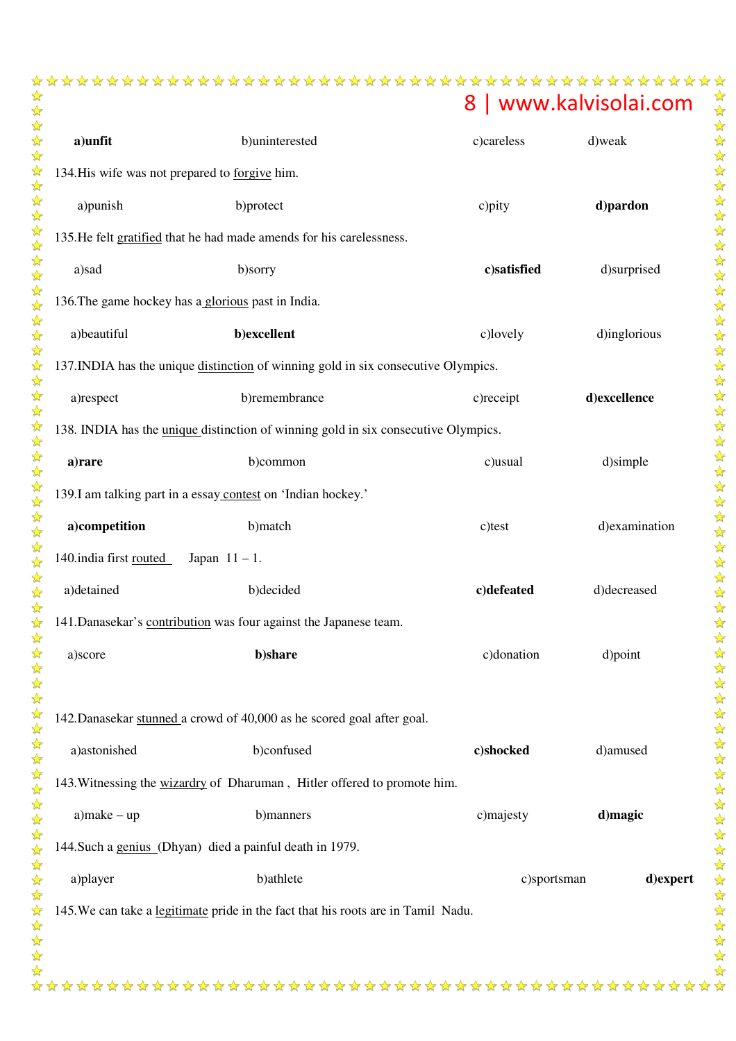**a)unfit** b)uninterested c)careless d)weak

134.His wife was not prepared to <u>forgive</u> him.

a)punish b)protect c)pity **d)pardon**

135.He felt <u>gratified</u> that he had made amends for his carelessness.

a)sad b)sorry **c)satisfied** d)surprised

136.The game hockey has a <u>glorious</u> past in India.

a)beautiful **b)excellent** c)lovely d)inglorious

137.INDIA has the unique <u>distinction</u> of winning gold in six consecutive Olympics.

a)respect b)remembrance c)receipt **d)excellence**

138. INDIA has the <u>unique</u> distinction of winning gold in six consecutive Olympics.

**a)rare** b)common c)usual d)simple

139.I am talking part in a essay <u>contest</u> on 'Indian hockey.'

**a)competition** b)match c)test d)examination

140.india first <u>routed</u> Japan 11 – 1.

a)detained b)decided **c)defeated** d)decreased

141.Danasekar's <u>contribution</u> was four against the Japanese team.

a)score **b)share** c)donation d)point

142.Danasekar <u>stunned</u> a crowd of 40,000 as he scored goal after goal.

a)astonished b)confused **c)shocked** d)amused

143.Witnessing the <u>wizardry</u> of Dharuman , Hitler offered to promote him.

a)make – up b)manners c)majesty **d)magic**

144.Such a <u>genius</u> (Dhyan) died a painful death in 1979.

a)player b)athlete c)sportsman **d)expert**

145.We can take a <u>legitimate</u> pride in the fact that his roots are in Tamil Nadu.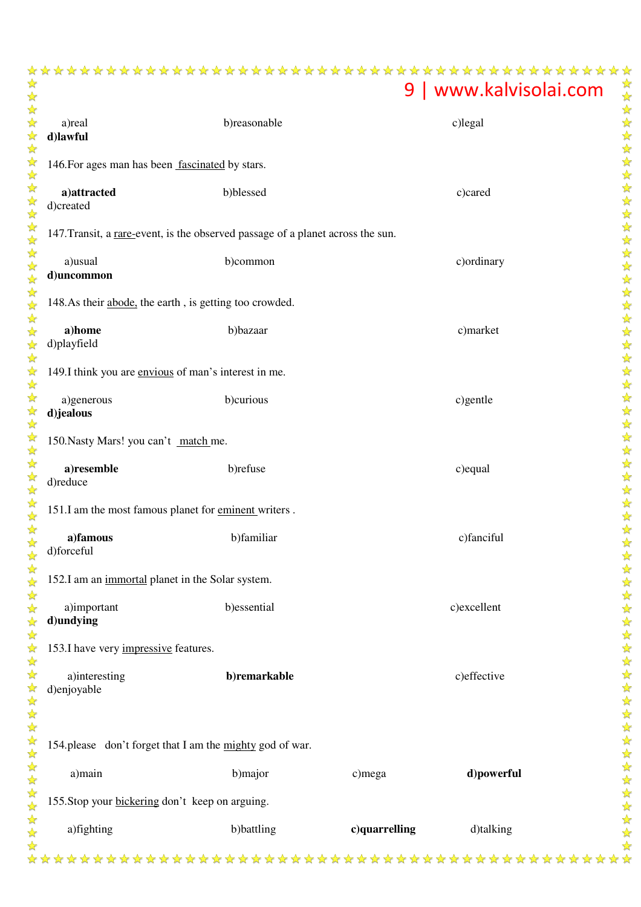a)real b)reasonable c)legal **d)lawful**

146.For ages man has been <u>fascinated</u> by stars.

**a)attracted** b)blessed c)cared d)created

147.Transit, a <u>rare</u>-event, is the observed passage of a planet across the sun.

a)usual b)common c)ordinary **d)uncommon**

148.As their <u>abode,</u> the earth , is getting too crowded.

**a)home** b)bazaar c)market d)playfield

149.I think you are <u>envious</u> of man's interest in me.

a)generous b)curious c)gentle **d)jealous**

150.Nasty Mars! you can't <u>match</u> me.

**a)resemble** b)refuse c)equal d)reduce

151.I am the most famous planet for <u>eminent</u> writers .

**a)famous** b)familiar c)fanciful d)forceful

152.I am an <u>immortal</u> planet in the Solar system.

a)important b)essential c)excellent **d)undying**

153.I have very <u>impressive</u> features.

a)interesting **b)remarkable** c)effective d)enjoyable

154.please don't forget that I am the <u>mighty</u> god of war.

a)main b)major c)mega **d)powerful**

155.Stop your <u>bickering</u> don't keep on arguing.

a)fighting b)battling **c)quarrelling** d)talking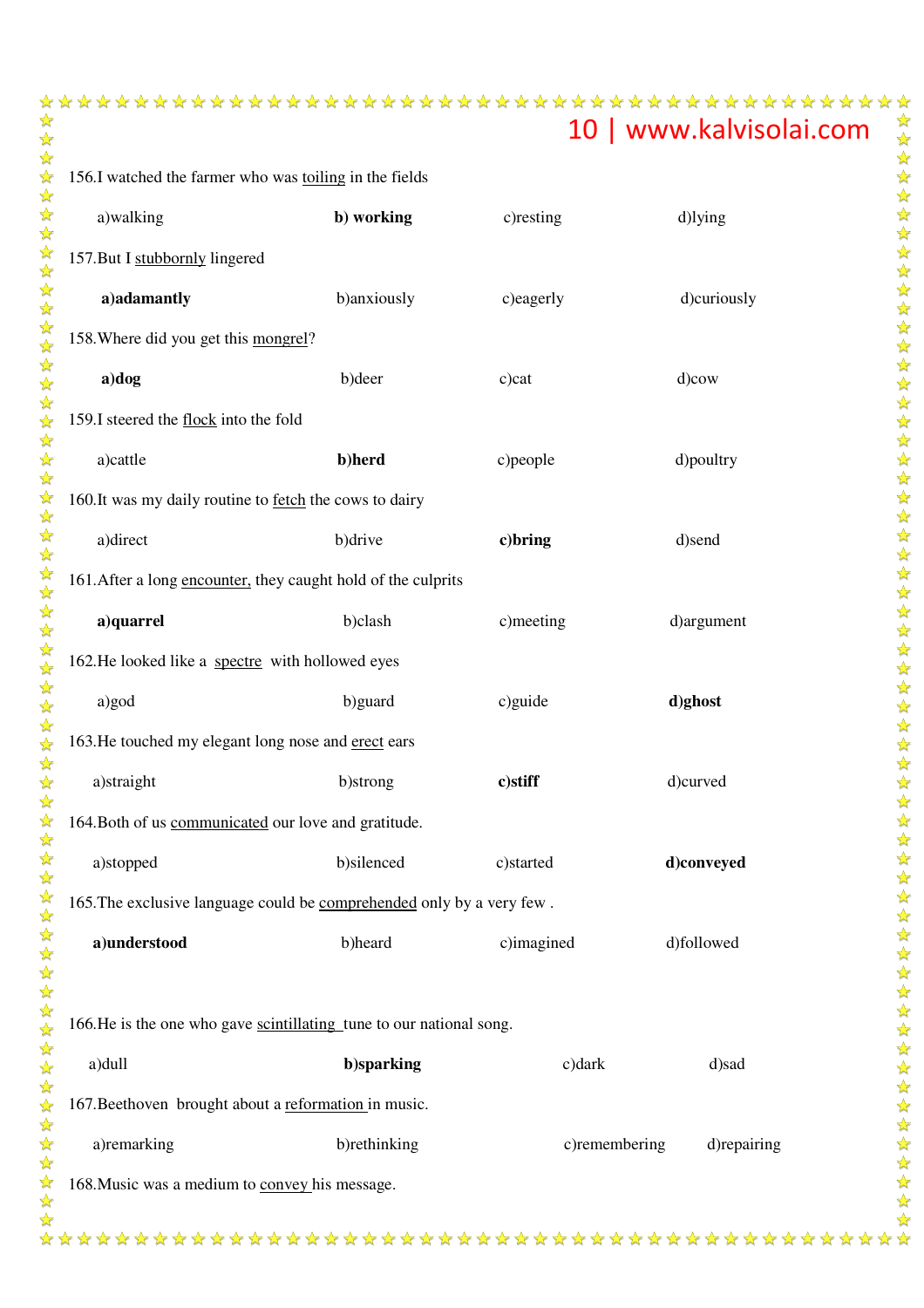156.I watched the farmer who was <u>toiling</u> in the fields

a)walking **b) working** c)resting d)lying

157.But I <u>stubbornly</u> lingered

**a)adamantly** b)anxiously c)eagerly d)curiously

158.Where did you get this <u>mongrel</u>?

**a)dog** b)deer c)cat d)cow

159.I steered the <u>flock</u> into the fold

a)cattle **b)herd** c)people d)poultry

160.It was my daily routine to <u>fetch</u> the cows to dairy

a)direct b)drive **c)bring** d)send

161.After a long <u>encounter,</u> they caught hold of the culprits

**a)quarrel** b)clash c)meeting d)argument

162.He looked like a <u>spectre</u> with hollowed eyes

a)god b)guard c)guide **d)ghost**

163.He touched my elegant long nose and <u>erect</u> ears

a)straight b)strong **c)stiff** d)curved

164.Both of us <u>communicated</u> our love and gratitude.

a)stopped b)silenced c)started **d)conveyed**

165.The exclusive language could be <u>comprehended</u> only by a very few .

**a)understood** b)heard c)imagined d)followed

166.He is the one who gave <u>scintillating</u> tune to our national song.

a)dull **b)sparking** c)dark d)sad

167.Beethoven brought about a <u>reformation</u> in music.

a)remarking b)rethinking c)remembering d)repairing

168.Music was a medium to <u>convey</u> his message.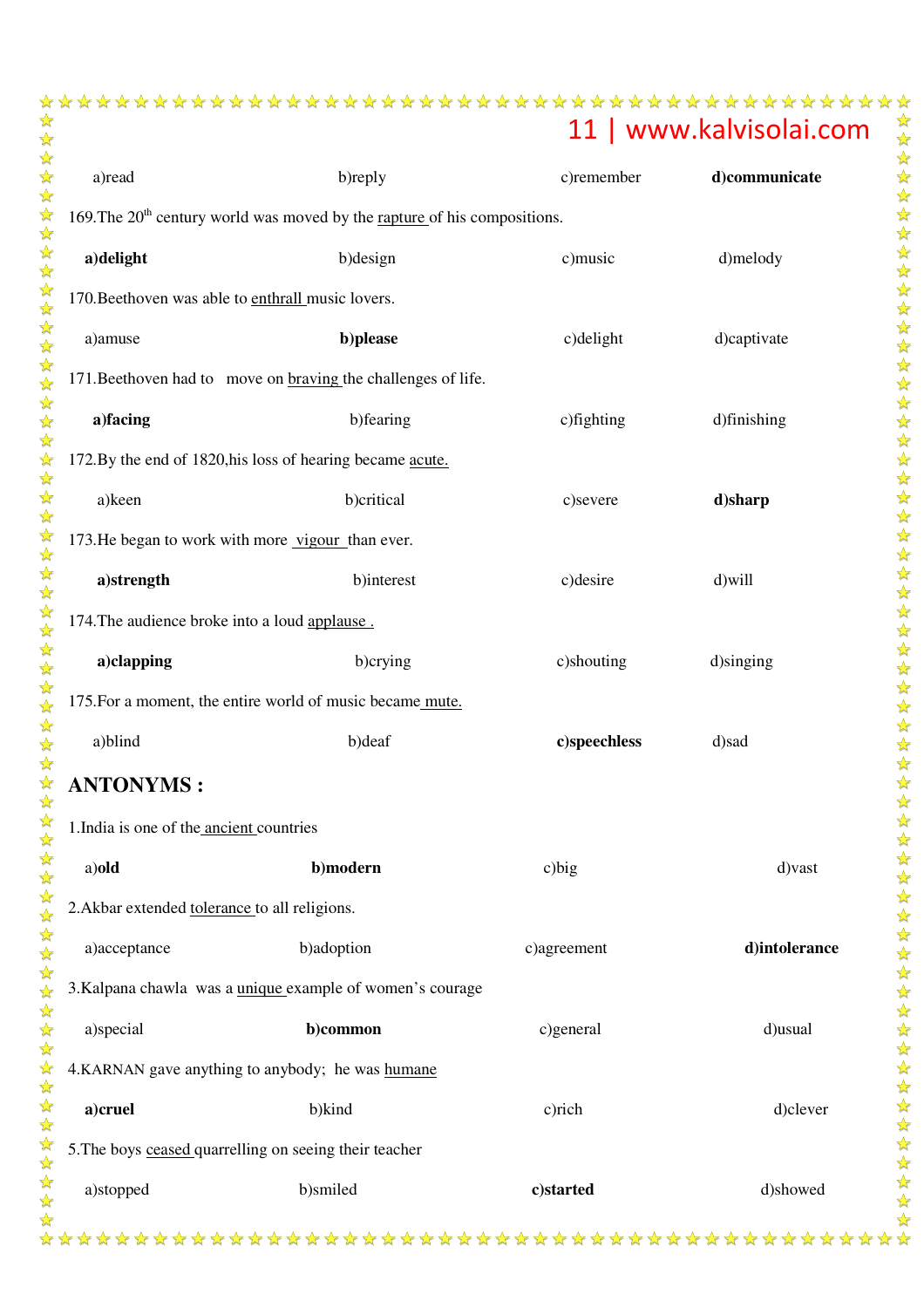a)read b)reply c)remember **d)communicate**

169.The 20th century world was moved by the rapture of his compositions.

**a)delight** b)design c)music d)melody

170.Beethoven was able to enthrall music lovers.

a)amuse **b)please** c)delight d)captivate

171.Beethoven had to move on braving the challenges of life.

**a)facing** b)fearing c)fighting d)finishing

172.By the end of 1820,his loss of hearing became acute.

a)keen b)critical c)severe **d)sharp**

173.He began to work with more vigour than ever.

**a)strength** b)interest c)desire d)will

174.The audience broke into a loud applause .

**a)clapping** b)crying c)shouting d)singing

175.For a moment, the entire world of music became mute.

a)blind b)deaf **c)speechless** d)sad

## ANTONYMS :

1.India is one of the ancient countries

a)**old** **b)modern** c)big d)vast

2.Akbar extended tolerance to all religions.

a)acceptance b)adoption c)agreement **d)intolerance**

3.Kalpana chawla was a unique example of women's courage

a)special **b)common** c)general d)usual

4.KARNAN gave anything to anybody; he was humane

**a)cruel** b)kind c)rich d)clever

5.The boys ceased quarrelling on seeing their teacher

a)stopped b)smiled **c)started** d)showed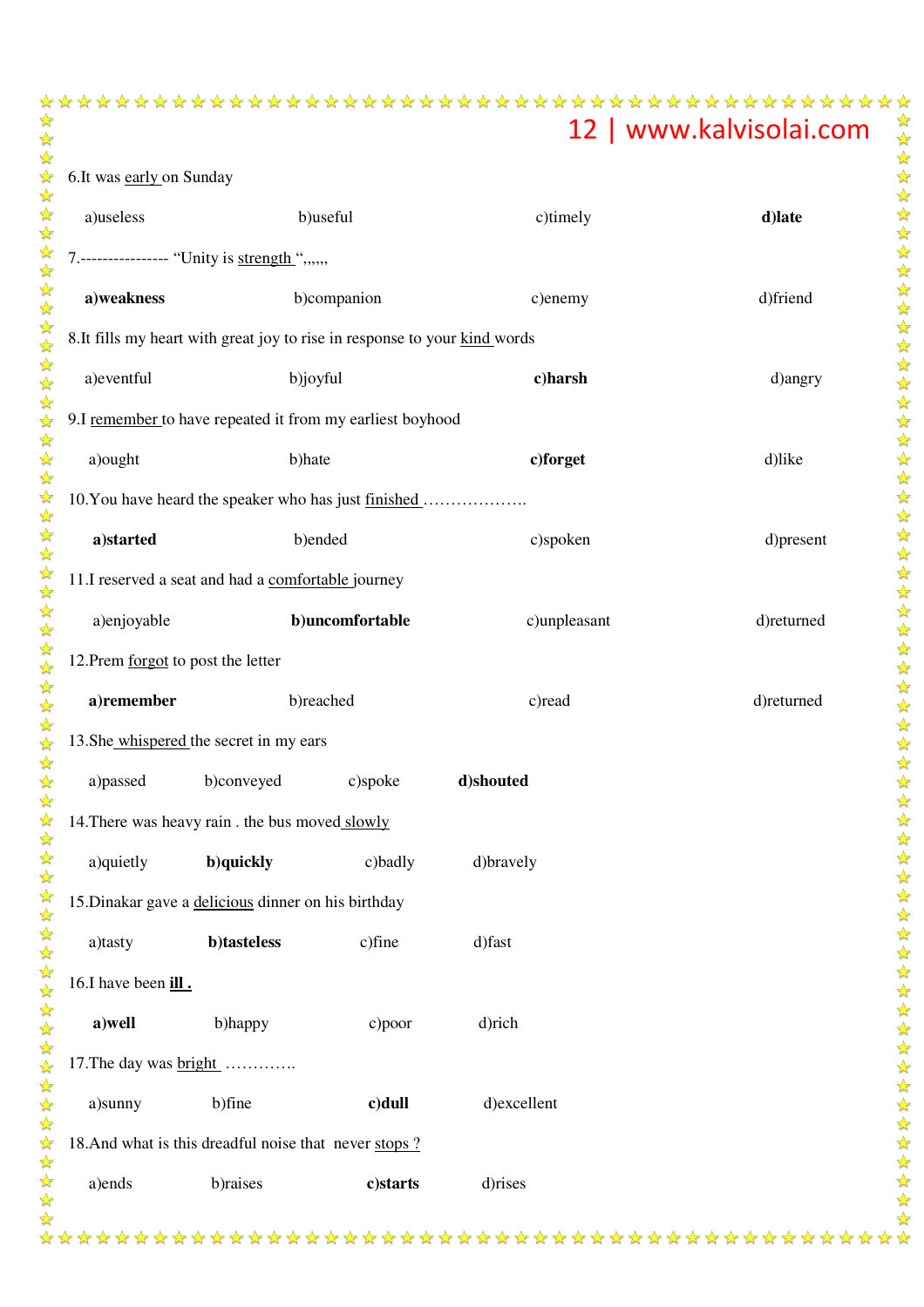6.It was <u>early</u> on Sunday

a)useless b)useful c)timely **d)late**

7.---------------- "Unity is <u>strength</u> ",,,,,,

**a)weakness** b)companion c)enemy d)friend

8.It fills my heart with great joy to rise in response to your <u>kind</u> words

a)eventful b)joyful **c)harsh** d)angry

9.I <u>remember</u> to have repeated it from my earliest boyhood

a)ought b)hate **c)forget** d)like

10.You have heard the speaker who has just <u>finished</u> ……………….

**a)started** b)ended c)spoken d)present

11.I reserved a seat and had a <u>comfortable</u> journey

a)enjoyable **b)uncomfortable** c)unpleasant d)returned

12.Prem <u>forgot</u> to post the letter

**a)remember** b)reached c)read d)returned

13.She <u>whispered</u> the secret in my ears

a)passed b)conveyed c)spoke **d)shouted**

14.There was heavy rain . the bus moved <u>slowly</u>

a)quietly **b)quickly** c)badly d)bravely

15.Dinakar gave a <u>delicious</u> dinner on his birthday

a)tasty **b)tasteless** c)fine d)fast

16.I have been **<u>ill .</u>**

**a)well** b)happy c)poor d)rich

17.The day was <u>bright</u> ………….

a)sunny b)fine **c)dull** d)excellent

18.And what is this dreadful noise that never <u>stops ?</u>

a)ends b)raises **c)starts** d)rises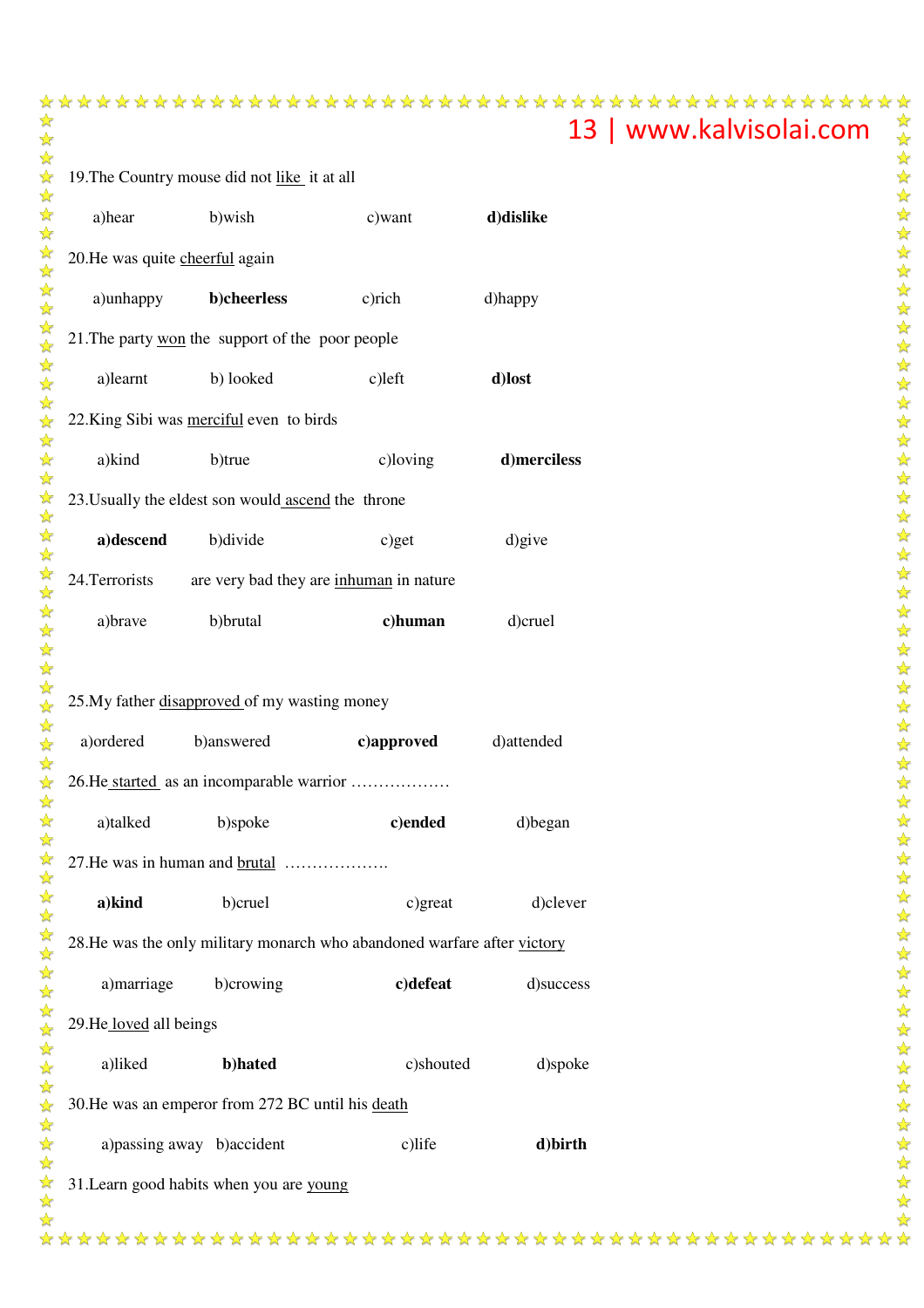19.The Country mouse did not <u>like</u> it at all

a)hear b)wish c)want **d)dislike**

20.He was quite <u>cheerful</u> again

a)unhappy **b)cheerless** c)rich d)happy

21.The party <u>won</u> the support of the poor people

a)learnt b) looked c)left **d)lost**

22.King Sibi was <u>merciful</u> even to birds

a)kind b)true c)loving **d)merciless**

23.Usually the eldest son would <u>ascend</u> the throne

**a)descend** b)divide c)get d)give

24.Terrorists are very bad they are <u>inhuman</u> in nature

a)brave b)brutal **c)human** d)cruel

25.My father <u>disapproved</u> of my wasting money

a)ordered b)answered **c)approved** d)attended

26.He <u>started</u> as an incomparable warrior ………………

a)talked b)spoke **c)ended** d)began

27.He was in human and <u>brutal</u> ……………….

**a)kind** b)cruel c)great d)clever

28.He was the only military monarch who abandoned warfare after <u>victory</u>

a)marriage b)crowing **c)defeat** d)success

29.He <u>loved</u> all beings

a)liked **b)hated** c)shouted d)spoke

30.He was an emperor from 272 BC until his <u>death</u>

a)passing away b)accident c)life **d)birth**

31.Learn good habits when you are <u>young</u>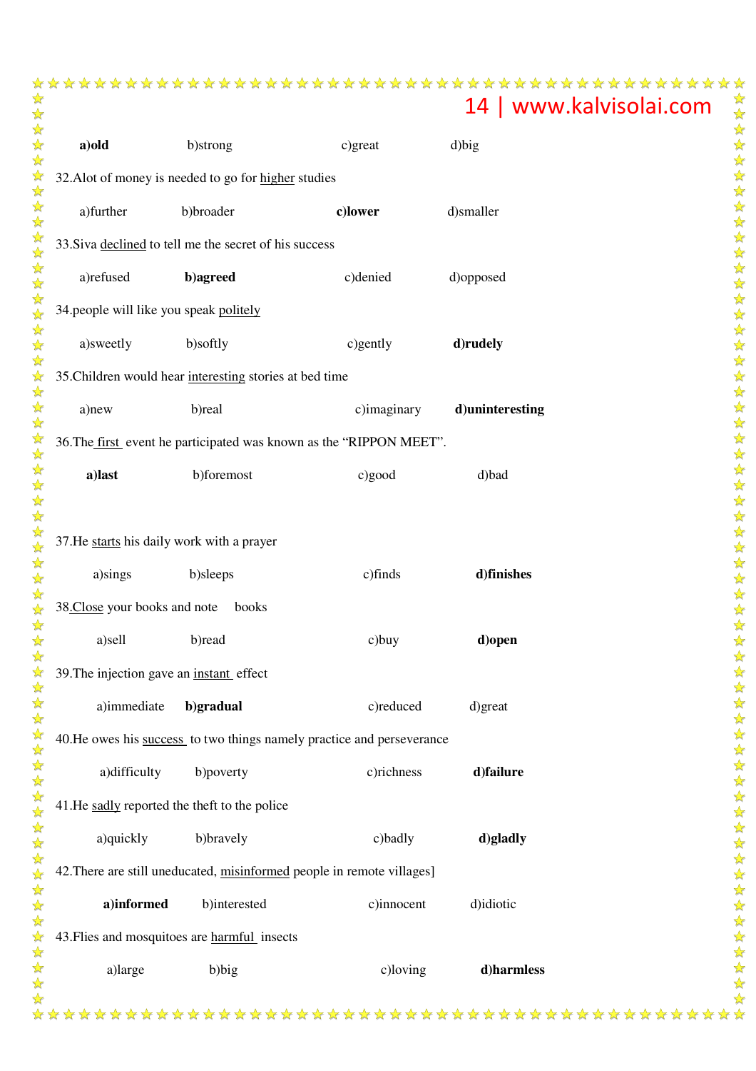**a)old** b)strong c)great d)big

32.Alot of money is needed to go for <u>higher</u> studies

a)further b)broader **c)lower** d)smaller

33.Siva <u>declined</u> to tell me the secret of his success

a)refused **b)agreed** c)denied d)opposed

34.people will like you speak <u>politely</u>

a)sweetly b)softly c)gently **d)rudely**

35.Children would hear <u>interesting</u> stories at bed time

a)new b)real c)imaginary **d)uninteresting**

36.The <u>first</u> event he participated was known as the "RIPPON MEET".

**a)last** b)foremost c)good d)bad

37.He <u>starts</u> his daily work with a prayer

a)sings b)sleeps c)finds **d)finishes**

38.<u>Close</u> your books and note books

a)sell b)read c)buy **d)open**

39.The injection gave an <u>instant</u> effect

a)immediate **b)gradual** c)reduced d)great

40.He owes his <u>success</u> to two things namely practice and perseverance

a)difficulty b)poverty c)richness **d)failure**

41.He <u>sadly</u> reported the theft to the police

a)quickly b)bravely c)badly **d)gladly**

42.There are still uneducated, <u>misinformed</u> people in remote villages]

**a)informed** b)interested c)innocent d)idiotic

43.Flies and mosquitoes are <u>harmful</u> insects

a)large b)big c)loving **d)harmless**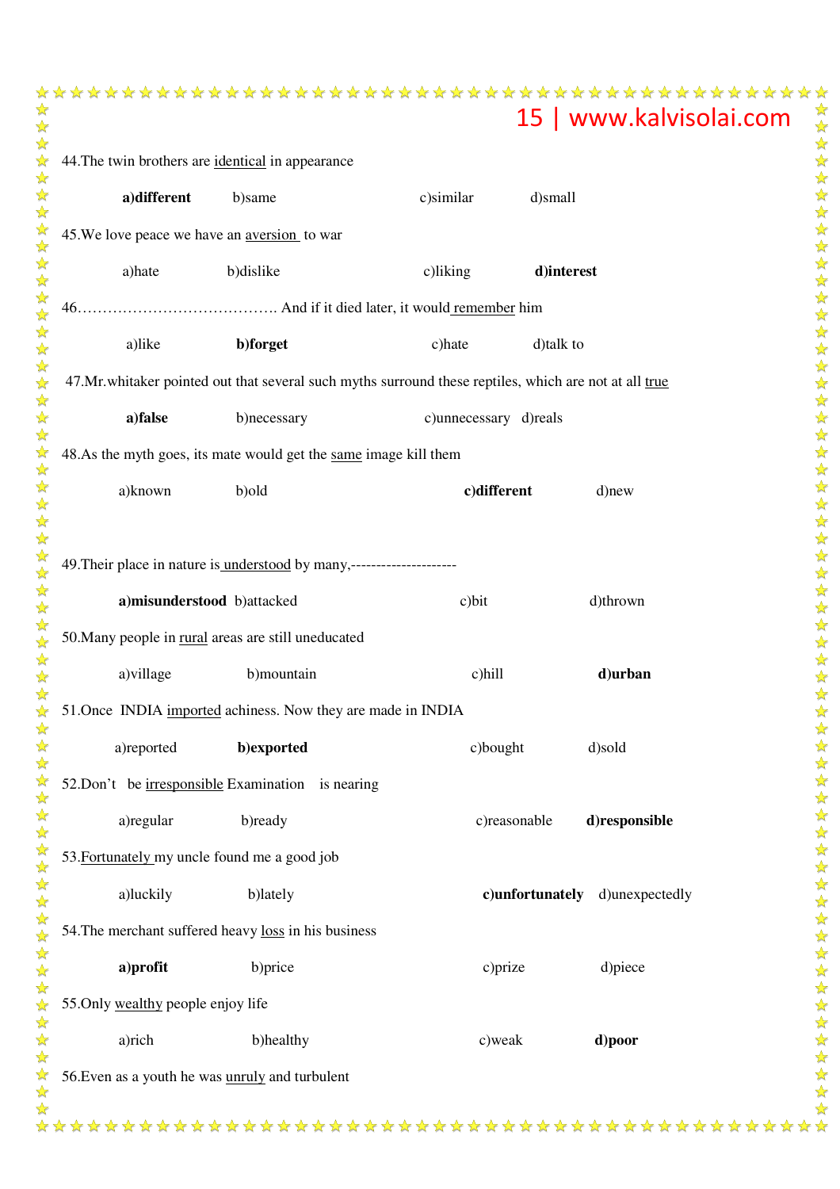44.The twin brothers are <u>identical</u> in appearance

a)**different** b)same c)similar d)small

45.We love peace we have an <u>aversion</u> to war

a)hate b)dislike c)liking **d)interest**

46………………………………….. And if it died later, it would <u>remember</u> him

a)like **b)forget** c)hate d)talk to

47.Mr.whitaker pointed out that several such myths surround these reptiles, which are not at all <u>true</u>

**a)false** b)necessary c)unnecessary d)reals

48.As the myth goes, its mate would get the <u>same</u> image kill them

a)known b)old **c)different** d)new

49.Their place in nature is <u>understood</u> by many,---------------------

**a)misunderstood** b)attacked c)bit d)thrown

50.Many people in <u>rural</u> areas are still uneducated

a)village b)mountain c)hill **d)urban**

51.Once INDIA <u>imported</u> achiness. Now they are made in INDIA

a)reported **b)exported** c)bought d)sold

52.Don't be <u>irresponsible</u> Examination is nearing

a)regular b)ready c)reasonable **d)responsible**

53.<u>Fortunately</u> my uncle found me a good job

a)luckily b)lately **c)unfortunately** d)unexpectedly

54.The merchant suffered heavy <u>loss</u> in his business

**a)profit** b)price c)prize d)piece

55.Only <u>wealthy</u> people enjoy life

a)rich b)healthy c)weak **d)poor**

56.Even as a youth he was <u>unruly</u> and turbulent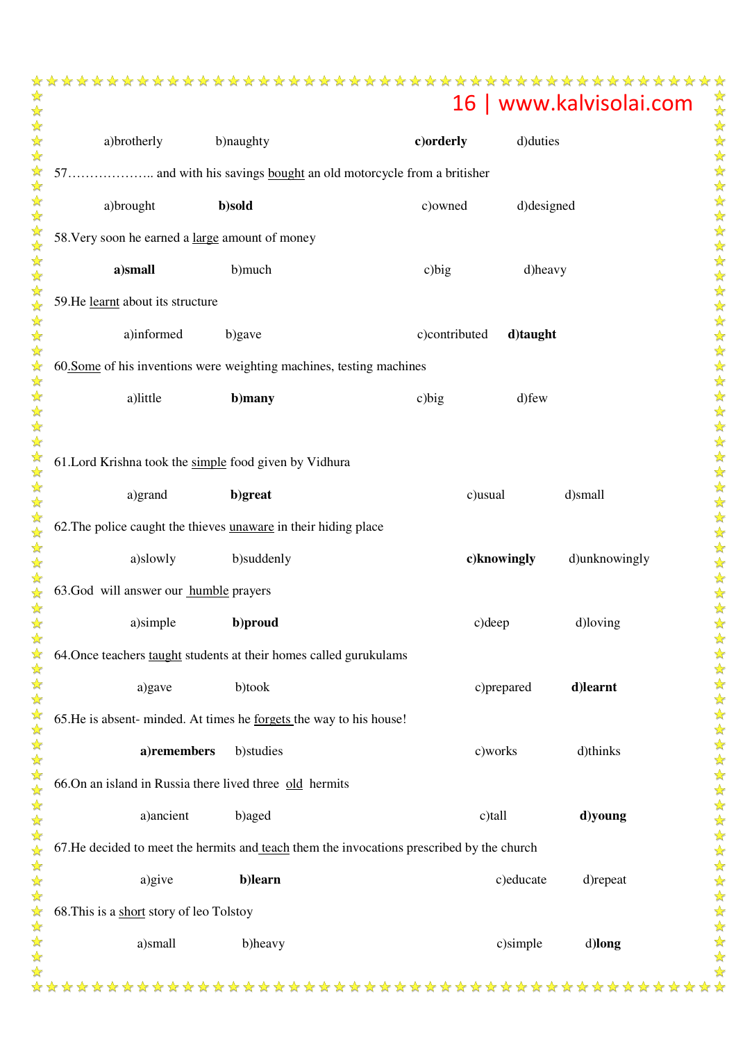a)brotherly b)naughty **c)orderly** d)duties

57……………….. and with his savings <u>bought</u> an old motorcycle from a britisher

a)brought **b)sold** c)owned d)designed

58.Very soon he earned a <u>large</u> amount of money

**a)small** b)much c)big d)heavy

59.He <u>learnt</u> about its structure

a)informed b)gave c)contributed **d)taught**

60.<u>Some</u> of his inventions were weighting machines, testing machines

a)little **b)many** c)big d)few

61.Lord Krishna took the <u>simple</u> food given by Vidhura

a)grand **b)great** c)usual d)small

62.The police caught the thieves <u>unaware</u> in their hiding place

a)slowly b)suddenly **c)knowingly** d)unknowingly

63.God will answer our <u>humble</u> prayers

a)simple **b)proud** c)deep d)loving

64.Once teachers <u>taught</u> students at their homes called gurukulams

a)gave b)took c)prepared **d)learnt**

65.He is absent- minded. At times he <u>forgets</u> the way to his house!

**a)remembers** b)studies c)works d)thinks

66.On an island in Russia there lived three <u>old</u> hermits

a)ancient b)aged c)tall **d)young**

67.He decided to meet the hermits and <u>teach</u> them the invocations prescribed by the church

a)give **b)learn** c)educate d)repeat

68.This is a <u>short</u> story of leo Tolstoy

a)small b)heavy c)simple d)**long**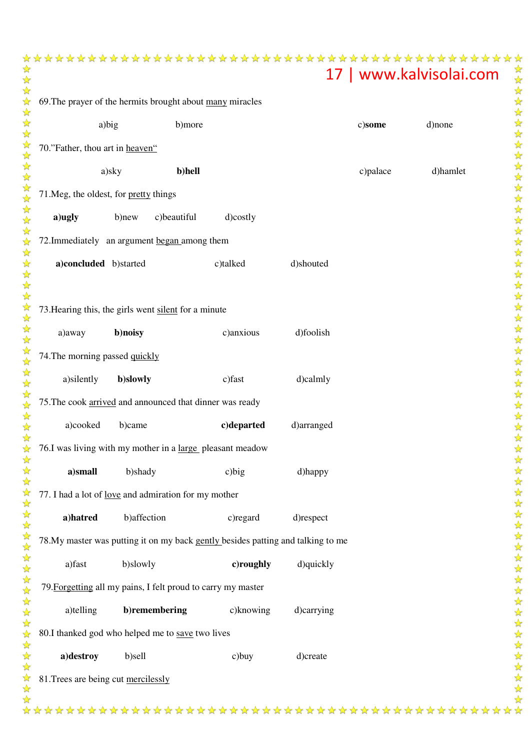69.The prayer of the hermits brought about <u>many</u> miracles

a)big b)more c)**some** d)none

70.”Father, thou art in <u>heaven</u>“

a)sky **b)hell** c)palace d)hamlet

71.Meg, the oldest, for <u>pretty</u> things

**a)ugly** b)new c)beautiful d)costly

72.Immediately an argument <u>began</u> among them

**a)concluded** b)started c)talked d)shouted

73.Hearing this, the girls went <u>silent</u> for a minute

a)away **b)noisy** c)anxious d)foolish

74.The morning passed <u>quickly</u>

a)silently **b)slowly** c)fast d)calmly

75.The cook <u>arrived</u> and announced that dinner was ready

a)cooked b)came **c)departed** d)arranged

76.I was living with my mother in a <u>large</u> pleasant meadow

**a)small** b)shady c)big d)happy

77. I had a lot of <u>love</u> and admiration for my mother

**a)hatred** b)affection c)regard d)respect

78.My master was putting it on my back <u>gently</u> besides patting and talking to me

a)fast b)slowly **c)roughly** d)quickly

79.<u>Forgetting</u> all my pains, I felt proud to carry my master

a)telling **b)remembering** c)knowing d)carrying

80.I thanked god who helped me to <u>save</u> two lives

**a)destroy** b)sell c)buy d)create

81.Trees are being cut <u>mercilessly</u>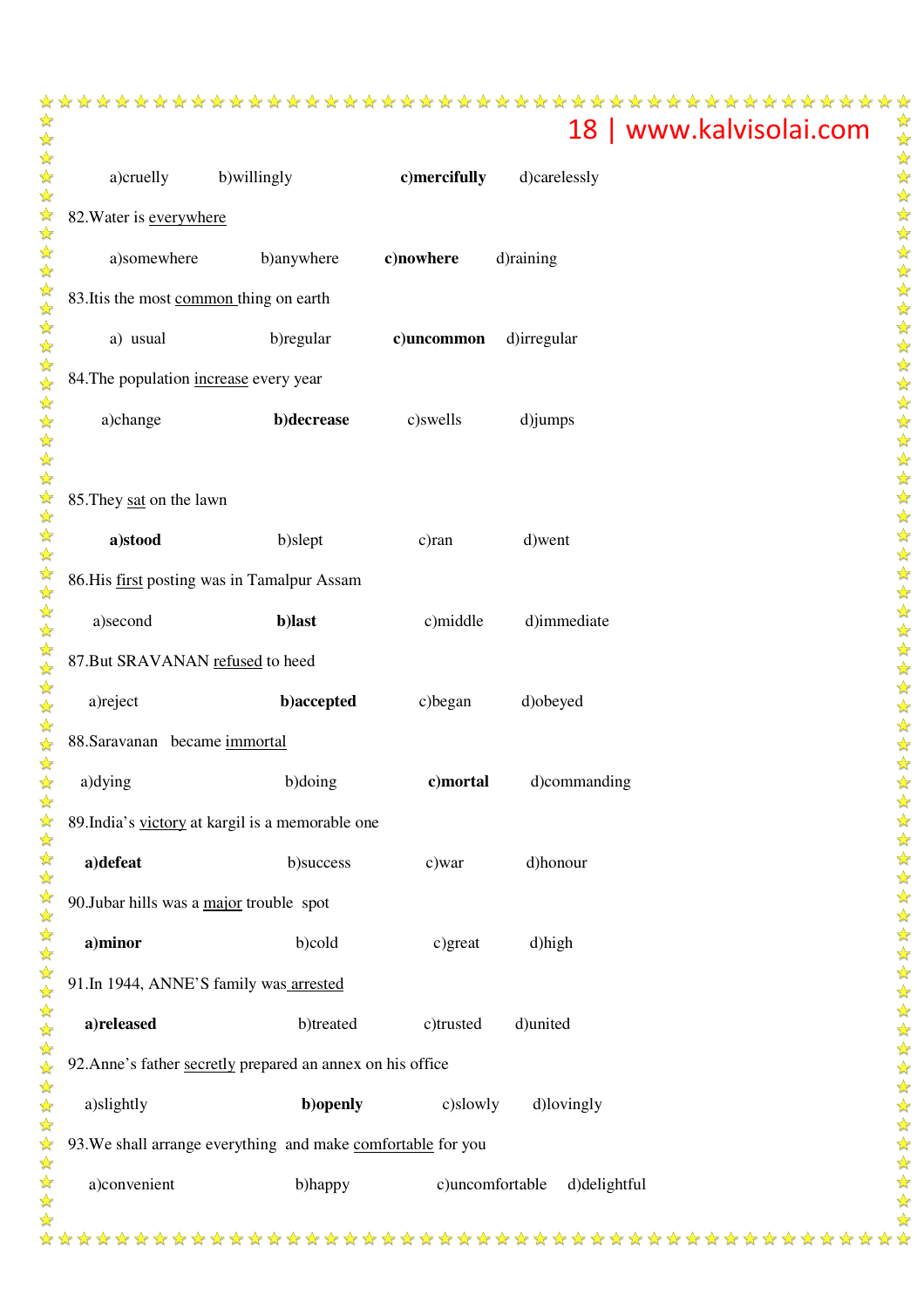a)cruelly b)willingly **c)mercifully** d)carelessly

82.Water is <u>everywhere</u>

a)somewhere b)anywhere **c)nowhere** d)raining

83.Itis the most <u>common</u> thing on earth

a) usual b)regular **c)uncommon** d)irregular

84.The population <u>increase</u> every year

a)change **b)decrease** c)swells d)jumps

85.They <u>sat</u> on the lawn

**a)stood** b)slept c)ran d)went

86.His <u>first</u> posting was in Tamalpur Assam

a)second **b)last** c)middle d)immediate

87.But SRAVANAN <u>refused</u> to heed

a)reject **b)accepted** c)began d)obeyed

88.Saravanan became <u>immortal</u>

a)dying b)doing **c)mortal** d)commanding

89.India's <u>victory</u> at kargil is a memorable one

**a)defeat** b)success c)war d)honour

90.Jubar hills was a <u>major</u> trouble spot

**a)minor** b)cold c)great d)high

91.In 1944, ANNE'S family was <u>arrested</u>

**a)released** b)treated c)trusted d)united

92.Anne's father <u>secretly</u> prepared an annex on his office

a)slightly **b)openly** c)slowly d)lovingly

93.We shall arrange everything and make <u>comfortable</u> for you

a)convenient b)happy c)uncomfortable d)delightful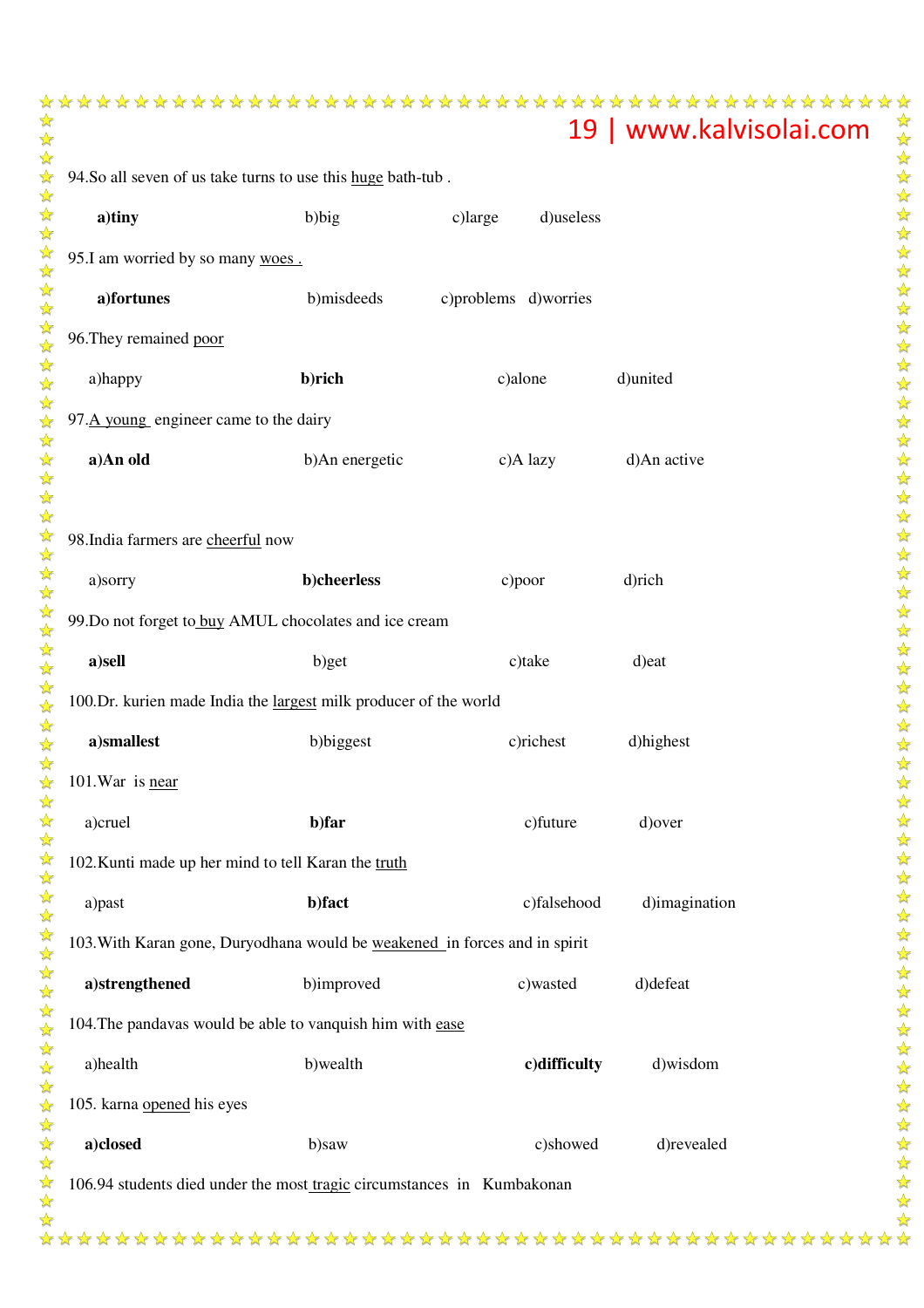94.So all seven of us take turns to use this <u>huge</u> bath-tub .

**a)tiny** b)big c)large d)useless

95.I am worried by so many <u>woes .</u>

**a)fortunes** b)misdeeds c)problems d)worries

96.They remained <u>poor</u>

a)happy **b)rich** c)alone d)united

97.<u>A young</u> engineer came to the dairy

**a)An old** b)An energetic c)A lazy d)An active

98.India farmers are <u>cheerful</u> now

a)sorry **b)cheerless** c)poor d)rich

99.Do not forget to <u>buy</u> AMUL chocolates and ice cream

**a)sell** b)get c)take d)eat

100.Dr. kurien made India the <u>largest</u> milk producer of the world

**a)smallest** b)biggest c)richest d)highest

101.War is <u>near</u>

a)cruel **b)far** c)future d)over

102.Kunti made up her mind to tell Karan the <u>truth</u>

a)past **b)fact** c)falsehood d)imagination

103.With Karan gone, Duryodhana would be <u>weakened</u> in forces and in spirit

**a)strengthened** b)improved c)wasted d)defeat

104.The pandavas would be able to vanquish him with <u>ease</u>

a)health b)wealth **c)difficulty** d)wisdom

105. karna <u>opened</u> his eyes

**a)closed** b)saw c)showed d)revealed

106.94 students died under the most <u>tragic</u> circumstances in Kumbakonan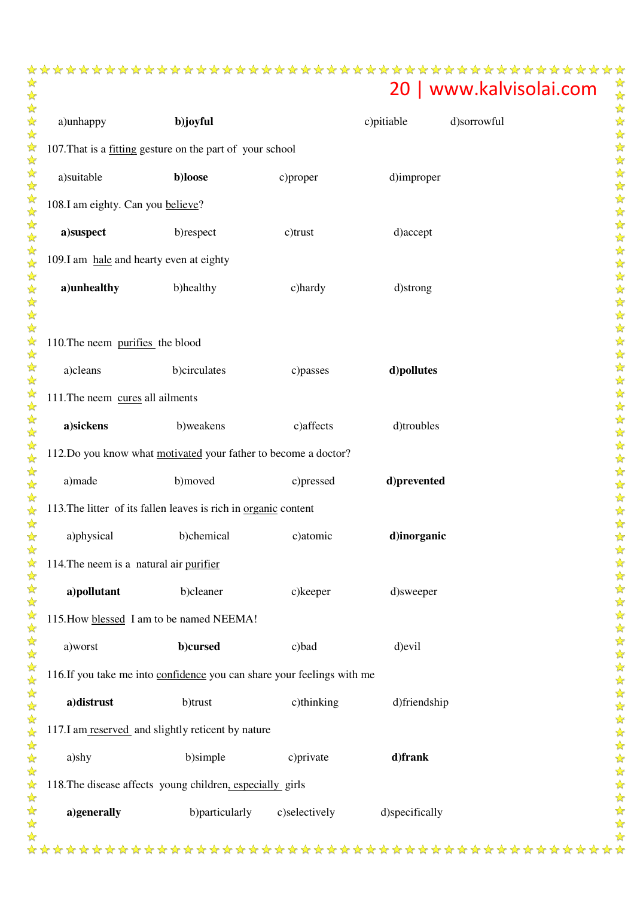a)unhappy b)**joyful** c)pitiable d)sorrowful

107.That is a <u>fitting</u> gesture on the part of your school

a)suitable b)**loose** c)proper d)improper

108.I am eighty. Can you <u>believe</u>?

a)**suspect** b)respect c)trust d)accept

109.I am <u>hale</u> and hearty even at eighty

a)**unhealthy** b)healthy c)hardy d)strong

110.The neem <u>purifies</u> the blood

a)cleans b)circulates c)passes d)**pollutes**

111.The neem <u>cures</u> all ailments

a)**sickens** b)weakens c)affects d)troubles

112.Do you know what <u>motivated</u> your father to become a doctor?

a)made b)moved c)pressed d)**prevented**

113.The litter of its fallen leaves is rich in <u>organic</u> content

a)physical b)chemical c)atomic d)**inorganic**

114.The neem is a natural air <u>purifier</u>

a)**pollutant** b)cleaner c)keeper d)sweeper

115.How <u>blessed</u> I am to be named NEEMA!

a)worst b)**cursed** c)bad d)evil

116.If you take me into <u>confidence</u> you can share your feelings with me

a)**distrust** b)trust c)thinking d)friendship

117.I am <u>reserved</u> and slightly reticent by nature

a)shy b)simple c)private d)**frank**

118.The disease affects young children, <u>especially</u> girls

a)**generally** b)particularly c)selectively d)specifically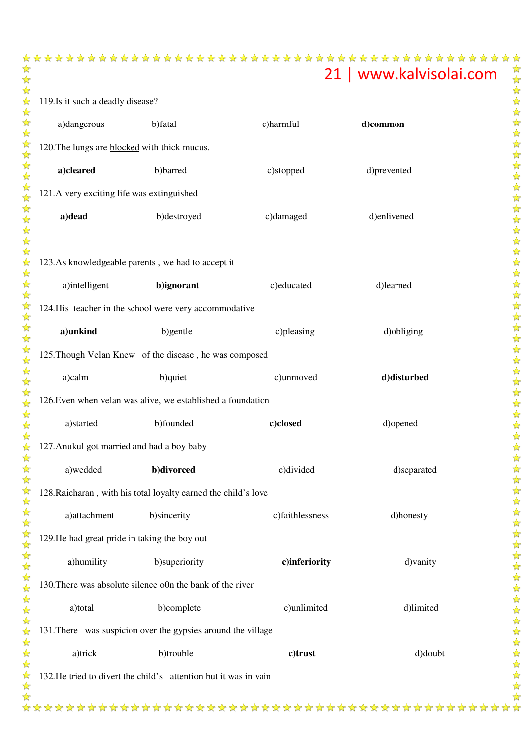119.Is it such a <u>deadly</u> disease?

a)dangerous b)fatal c)harmful **d)common**

120.The lungs are <u>blocked</u> with thick mucus.

**a)cleared** b)barred c)stopped d)prevented

121.A very exciting life was <u>extinguished</u>

**a)dead** b)destroyed c)damaged d)enlivened

123.As <u>knowledgeable</u> parents , we had to accept it

a)intelligent **b)ignorant** c)educated d)learned

124.His teacher in the school were very <u>accommodative</u>

**a)unkind** b)gentle c)pleasing d)obliging

125.Though Velan Knew of the disease , he was <u>composed</u>

a)calm b)quiet c)unmoved **d)disturbed**

126.Even when velan was alive, we <u>established</u> a foundation

a)started b)founded **c)closed** d)opened

127.Anukul got <u>married</u> and had a boy baby

a)wedded **b)divorced** c)divided d)separated

128.Raicharan , with his total <u>loyalty</u> earned the child's love

a)attachment b)sincerity c)faithlessness d)honesty

129.He had great <u>pride</u> in taking the boy out

a)humility b)superiority **c)inferiority** d)vanity

130.There was <u>absolute</u> silence o0n the bank of the river

a)total b)complete c)unlimited d)limited

131.There was <u>suspicion</u> over the gypsies around the village

a)trick b)trouble **c)trust** d)doubt

132.He tried to <u>divert</u> the child's attention but it was in vain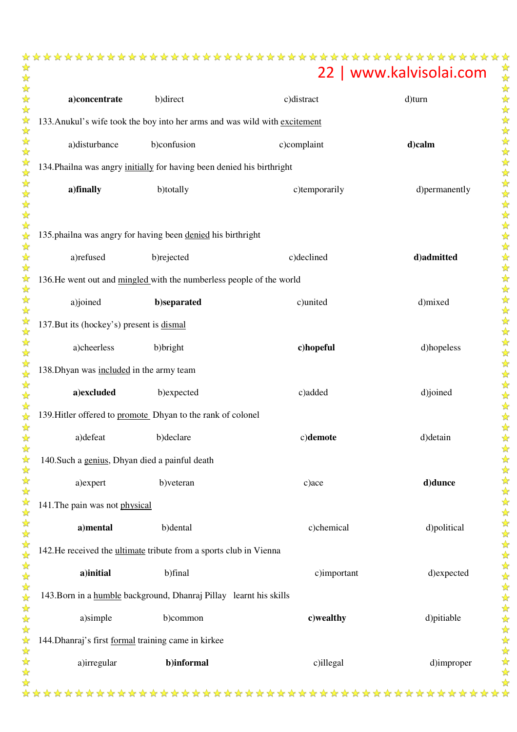**a)concentrate** b)direct c)distract d)turn

133.Anukul's wife took the boy into her arms and was wild with <u>excitement</u>

a)disturbance b)confusion c)complaint **d)calm**

134.Phailna was angry <u>initially</u> for having been denied his birthright

**a)finally** b)totally c)temporarily d)permanently

135.phailna was angry for having been <u>denied</u> his birthright

a)refused b)rejected c)declined **d)admitted**

136.He went out and <u>mingled</u> with the numberless people of the world

a)joined **b)separated** c)united d)mixed

137.But its (hockey's) present is <u>dismal</u>

a)cheerless b)bright **c)hopeful** d)hopeless

138.Dhyan was <u>included</u> in the army team

**a)excluded** b)expected c)added d)joined

139.Hitler offered to <u>promote</u> Dhyan to the rank of colonel

a)defeat b)declare c)**demote** d)detain

140.Such a <u>genius</u>, Dhyan died a painful death

a)expert b)veteran c)ace **d)dunce**

141.The pain was not <u>physical</u>

**a)mental** b)dental c)chemical d)political

142.He received the <u>ultimate</u> tribute from a sports club in Vienna

**a)initial** b)final c)important d)expected

143.Born in a <u>humble</u> background, Dhanraj Pillay learnt his skills

a)simple b)common **c)wealthy** d)pitiable

144.Dhanraj's first <u>formal</u> training came in kirkee

a)irregular **b)informal** c)illegal d)improper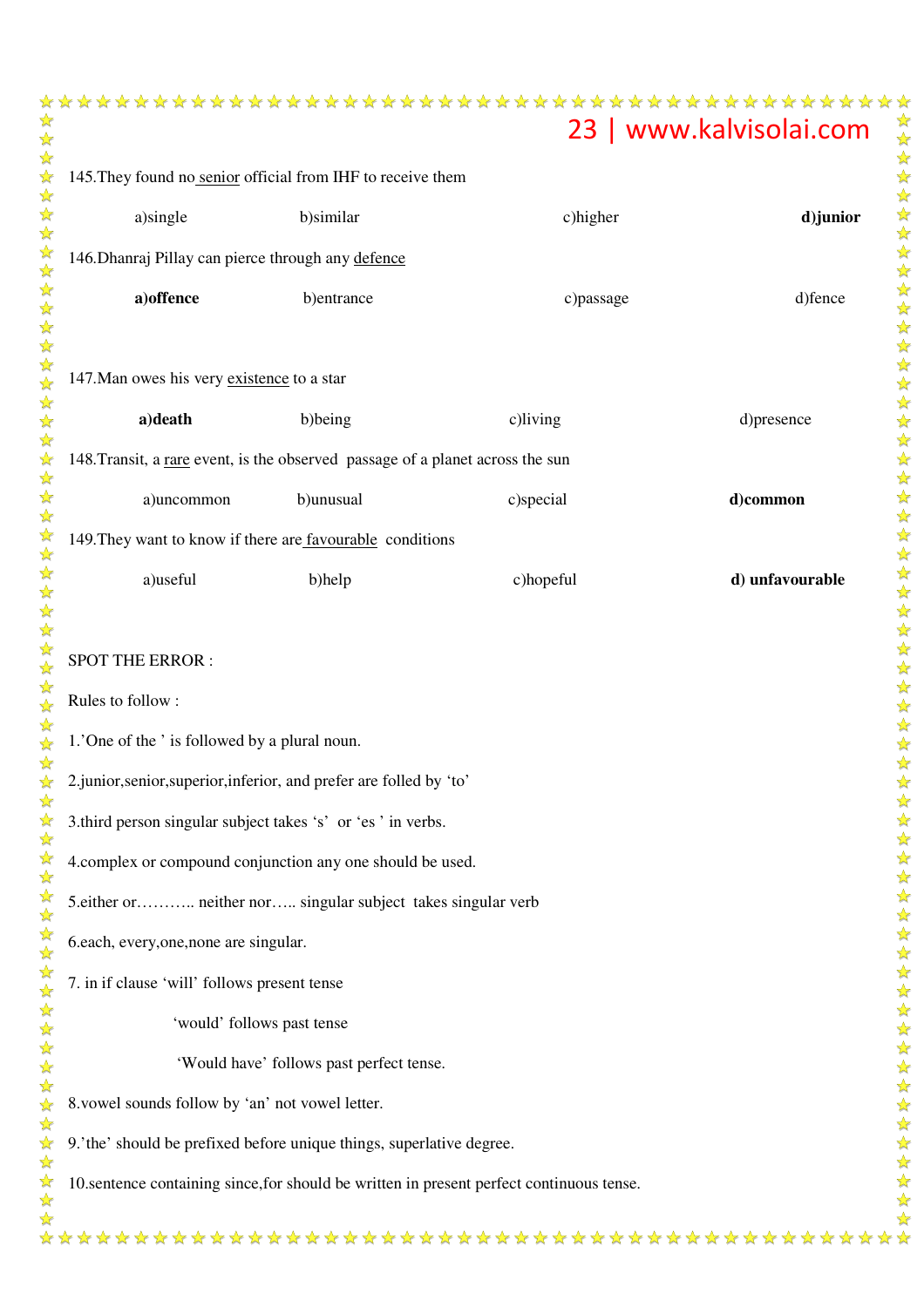145.They found no <u>senior</u> official from IHF to receive them

a)single b)similar c)higher **d)junior**

146.Dhanraj Pillay can pierce through any <u>defence</u>

**a)offence** b)entrance c)passage d)fence

147.Man owes his very <u>existence</u> to a star

**a)death** b)being c)living d)presence

148.Transit, a <u>rare</u> event, is the observed passage of a planet across the sun

a)uncommon b)unusual c)special **d)common**

149.They want to know if there are <u>favourable</u> conditions

a)useful b)help c)hopeful **d) unfavourable**

SPOT THE ERROR :

Rules to follow :

1.'One of the ' is followed by a plural noun.

2.junior,senior,superior,inferior, and prefer are folled by 'to'

3.third person singular subject takes 's' or 'es ' in verbs.

4.complex or compound conjunction any one should be used.

5.either or……….. neither nor….. singular subject takes singular verb

6.each, every,one,none are singular.

7. in if clause 'will' follows present tense

'would' follows past tense

'Would have' follows past perfect tense.

8.vowel sounds follow by 'an' not vowel letter.

9.'the' should be prefixed before unique things, superlative degree.

10.sentence containing since,for should be written in present perfect continuous tense.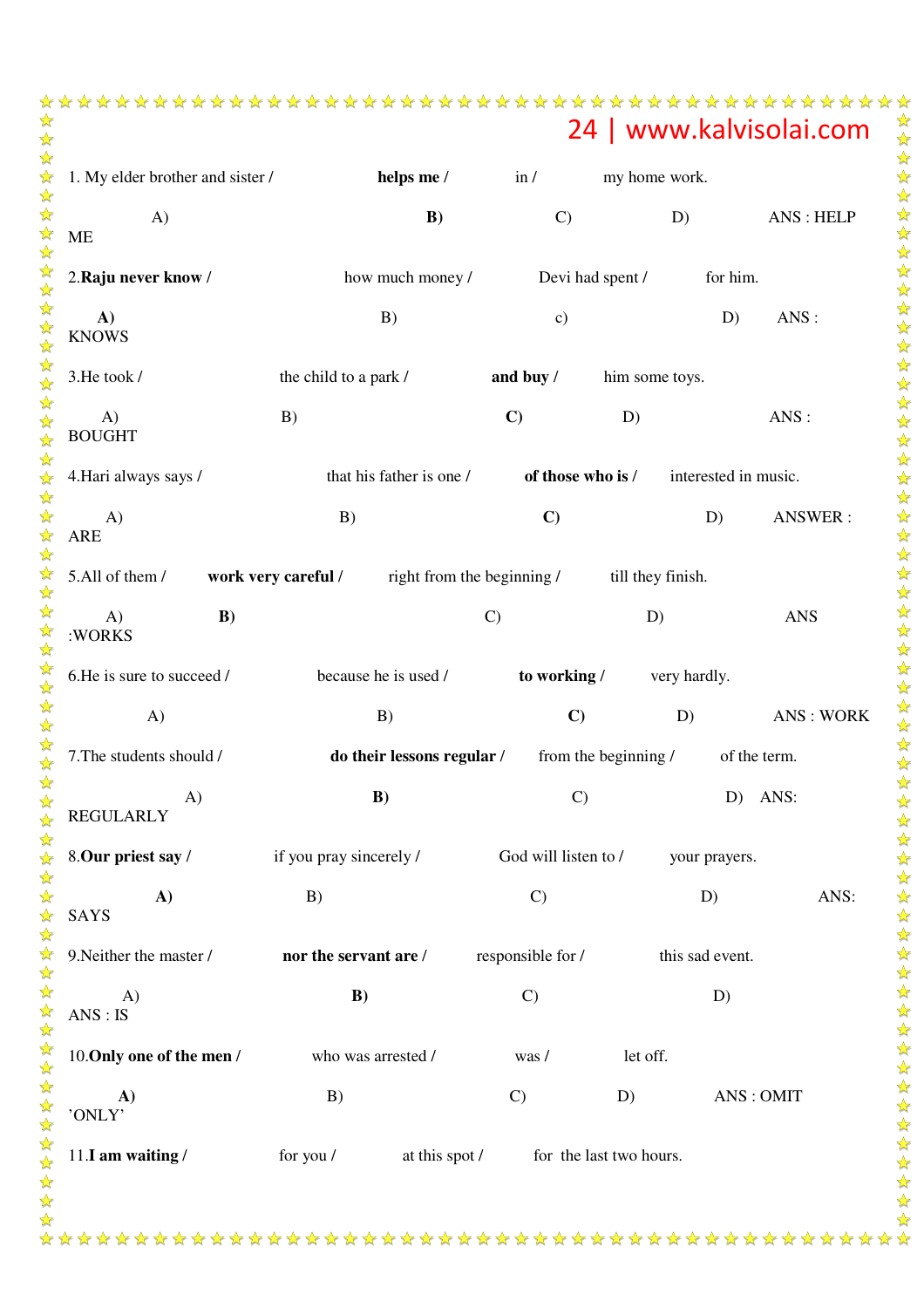1. My elder brother and sister / **helps me /** in / my home work.

A) **B)** C) D) ANS : HELP ME

2.**Raju never know /** how much money / Devi had spent / for him.

**A)** B) c) D) ANS : KNOWS

3.He took / the child to a park / **and buy /** him some toys.

A) B) **C)** D) ANS : BOUGHT

4.Hari always says / that his father is one / **of those who is /** interested in music.

A) B) **C)** D) ANSWER : ARE

5.All of them / **work very careful /** right from the beginning / till they finish.

A) **B)** C) D) ANS :WORKS

6.He is sure to succeed / because he is used / **to working /** very hardly.

A) B) **C)** D) ANS : WORK

7.The students should / **do their lessons regular /** from the beginning / of the term.

A) **B)** C) D) ANS: REGULARLY

8.**Our priest say /** if you pray sincerely / God will listen to / your prayers.

**A)** B) C) D) ANS: SAYS

9.Neither the master / **nor the servant are /** responsible for / this sad event.

A) **B)** C) D) ANS : IS

10.**Only one of the men /** who was arrested / was / let off.

**A)** B) C) D) ANS : OMIT 'ONLY'

11.**I am waiting /** for you / at this spot / for the last two hours.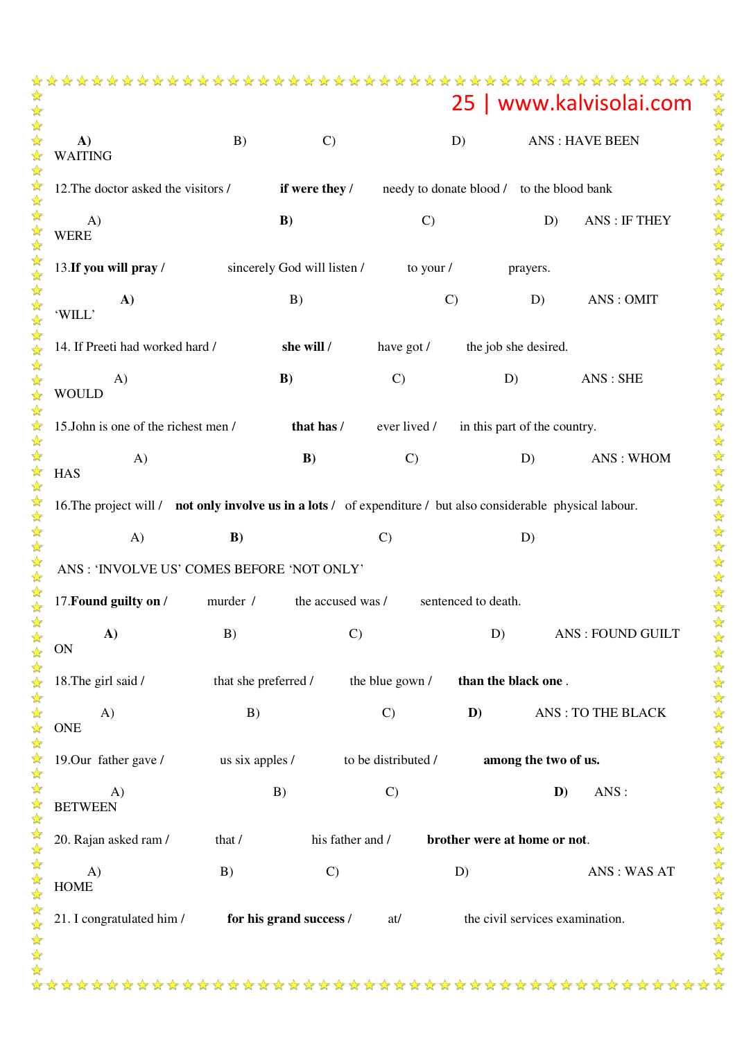**A)** B) C) D) ANS : HAVE BEEN WAITING

12.The doctor asked the visitors / **if were they /** needy to donate blood / to the blood bank

A) **B)** C) D) ANS : IF THEY WERE

13.**If you will pray /** sincerely God will listen / to your / prayers.

**A)** B) C) D) ANS : OMIT 'WILL'

14. If Preeti had worked hard / **she will /** have got / the job she desired.

A) **B)** C) D) ANS : SHE WOULD

15.John is one of the richest men / **that has /** ever lived / in this part of the country.

A) **B)** C) D) ANS : WHOM HAS

16.The project will / **not only involve us in a lots /** of expenditure / but also considerable physical labour.

A) **B)** C) D)

ANS : 'INVOLVE US' COMES BEFORE 'NOT ONLY'

17.**Found guilty on /** murder / the accused was / sentenced to death.

**A)** B) C) D) ANS : FOUND GUILT ON

18.The girl said / that she preferred / the blue gown / **than the black one** .

A) B) C) **D)** ANS : TO THE BLACK ONE

19.Our father gave / us six apples / to be distributed / **among the two of us.**

A) B) C) **D)** ANS : BETWEEN

20. Rajan asked ram / that / his father and / **brother were at home or not**.

A) B) C) D) ANS : WAS AT HOME

21. I congratulated him / **for his grand success /** at/ the civil services examination.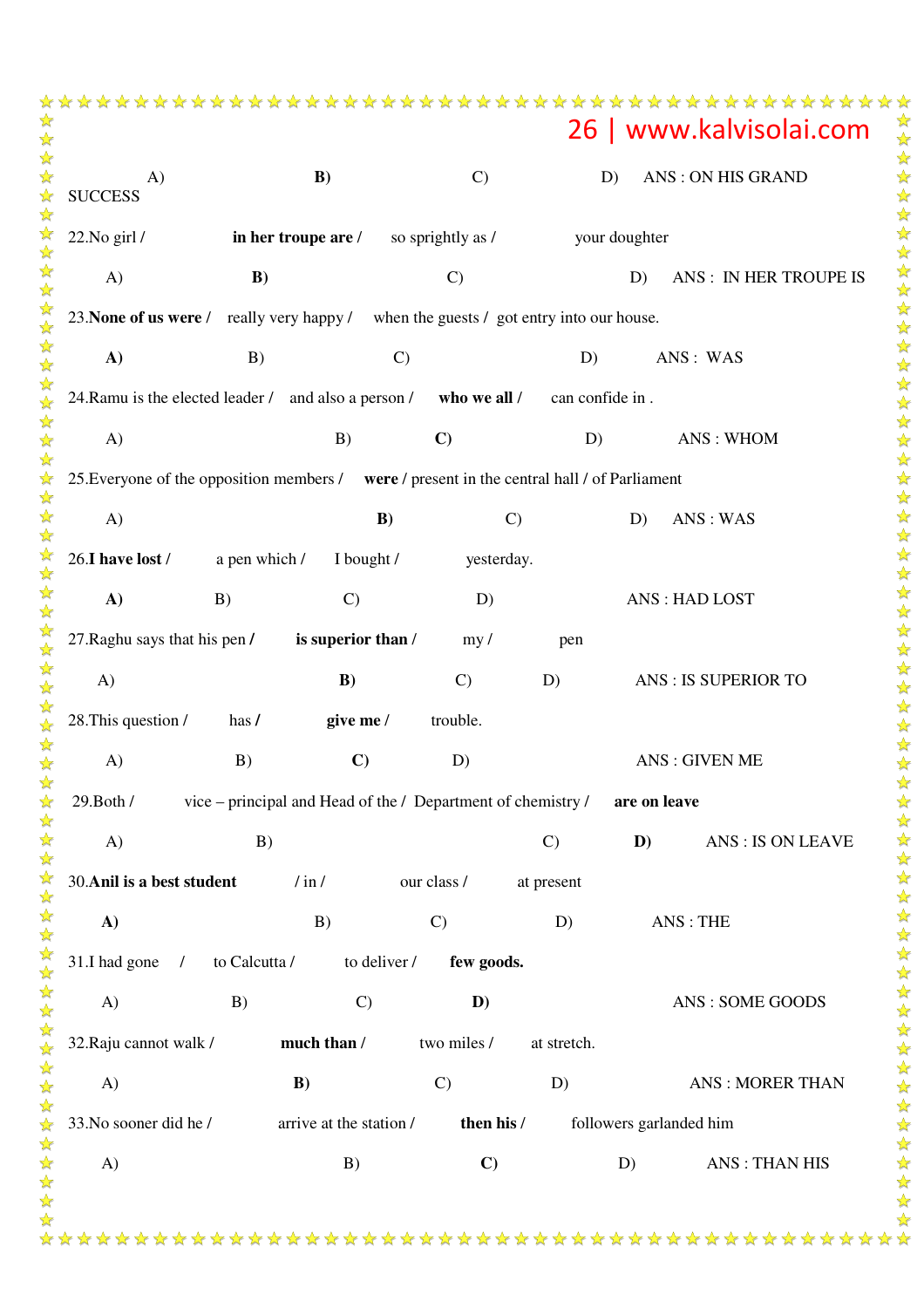A) **B)** C) D) ANS : ON HIS GRAND SUCCESS

22.No girl / **in her troupe are /** so sprightly as / your doughter

A) **B)** C) D) ANS : IN HER TROUPE IS

23.**None of us were /** really very happy / when the guests / got entry into our house.

**A)** B) C) D) ANS : WAS

24.Ramu is the elected leader / and also a person / **who we all /** can confide in .

A) B) **C)** D) ANS : WHOM

25.Everyone of the opposition members / **were** / present in the central hall / of Parliament

A) **B)** C) D) ANS : WAS

26.**I have lost /** a pen which / I bought / yesterday.

**A)** B) C) D) ANS : HAD LOST

27.Raghu says that his pen **/** **is superior than /** my / pen

A) **B)** C) D) ANS : IS SUPERIOR TO

28.This question / has **/** **give me /** trouble.

A) B) **C)** D) ANS : GIVEN ME

29.Both / vice – principal and Head of the / Department of chemistry / **are on leave**

A) B) C) **D)** ANS : IS ON LEAVE

30.**Anil is a best student** / in / our class / at present

**A)** B) C) D) ANS : THE

31.I had gone / to Calcutta / to deliver / **few goods.**

A) B) C) **D)** ANS : SOME GOODS

32.Raju cannot walk / **much than /** two miles / at stretch.

A) **B)** C) D) ANS : MORER THAN

33.No sooner did he / arrive at the station / **then his /** followers garlanded him

A) B) **C)** D) ANS : THAN HIS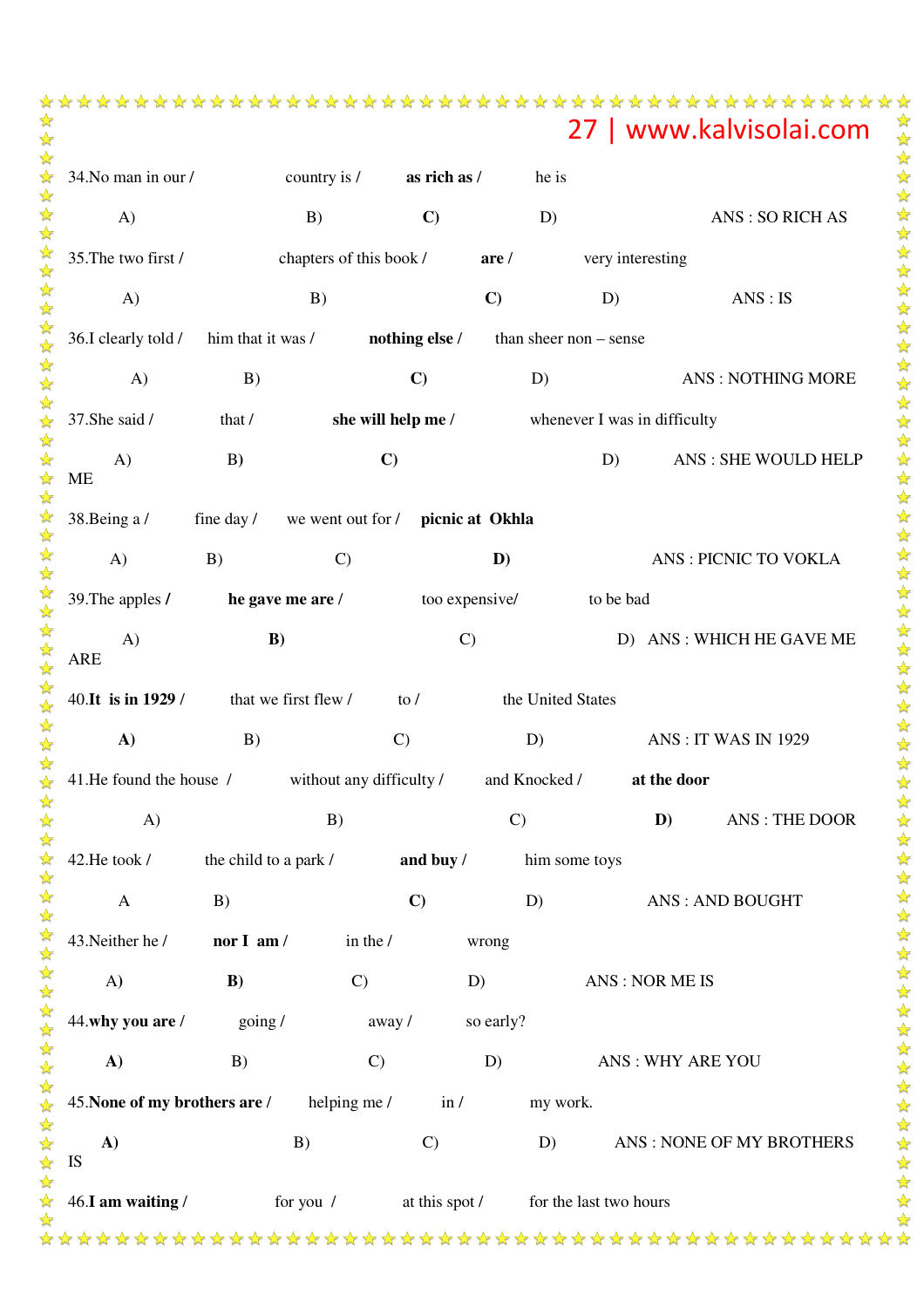34.No man in our / country is / **as rich as** / he is

A) B) **C)** D) ANS : SO RICH AS

35.The two first / chapters of this book / **are** / very interesting

A) B) **C)** D) ANS : IS

36.I clearly told / him that it was / **nothing else** / than sheer non – sense

A) B) **C)** D) ANS : NOTHING MORE

37.She said / that / **she will help me** / whenever I was in difficulty

A) B) **C)** D) ANS : SHE WOULD HELP ME

38.Being a / fine day / we went out for / **picnic at Okhla**

A) B) C) **D)** ANS : PICNIC TO VOKLA

39.The apples **/** **he gave me are /** too expensive/ to be bad

A) **B)** C) D) ANS : WHICH HE GAVE ME ARE

40.**It is in 1929 /** that we first flew / to / the United States

**A)** B) C) D) ANS : IT WAS IN 1929

41.He found the house / without any difficulty / and Knocked / **at the door**

A) B) C) **D)** ANS : THE DOOR

42.He took / the child to a park / **and buy /** him some toys

A B) **C)** D) ANS : AND BOUGHT

43.Neither he / **nor I am /** in the / wrong

A) **B)** C) D) ANS : NOR ME IS

44.**why you are /** going / away / so early?

**A)** B) C) D) ANS : WHY ARE YOU

45.**None of my brothers are /** helping me / in / my work.

**A)** B) C) D) ANS : NONE OF MY BROTHERS IS

46.**I am waiting /** for you / at this spot / for the last two hours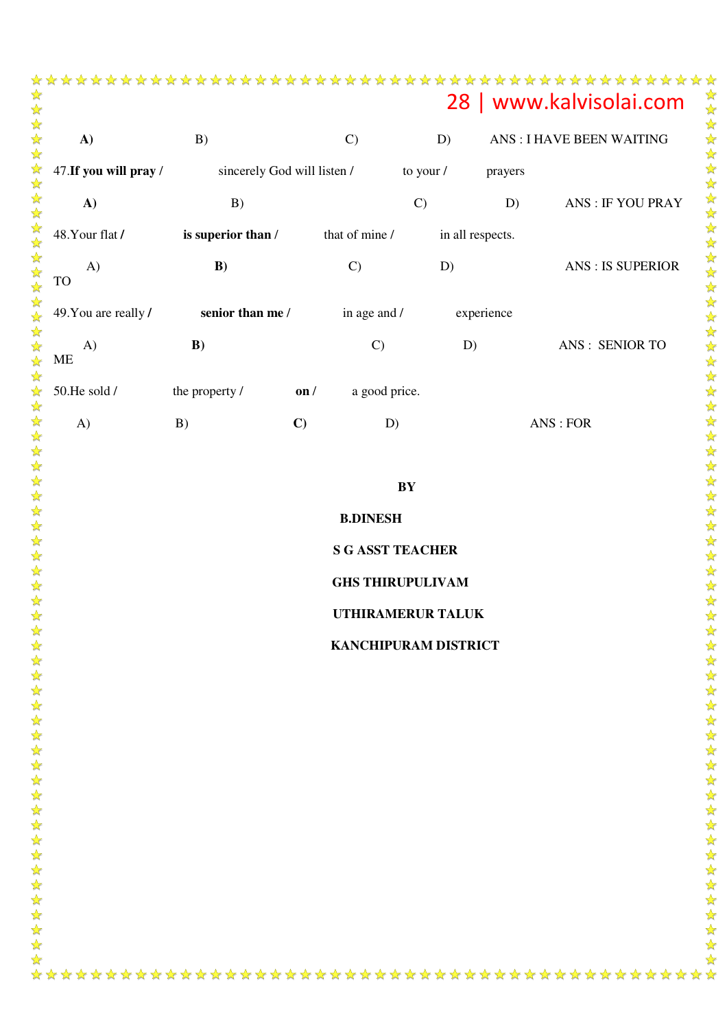**A)** B) C) D) ANS : I HAVE BEEN WAITING

47.**If you will pray /** sincerely God will listen / to your / prayers

**A)** B) C) D) ANS : IF YOU PRAY

48.Your flat **/** **is superior than /** that of mine / in all respects.

A) **B)** C) D) ANS : IS SUPERIOR TO

49.You are really **/** **senior than me /** in age and / experience

A) **B)** C) D) ANS : SENIOR TO ME

50.He sold / the property / **on /** a good price.

A) B) **C)** D) ANS : FOR

**BY**

**B.DINESH**

**S G ASST TEACHER**

**GHS THIRUPULIVAM**

**UTHIRAMERUR TALUK**

**KANCHIPURAM DISTRICT**